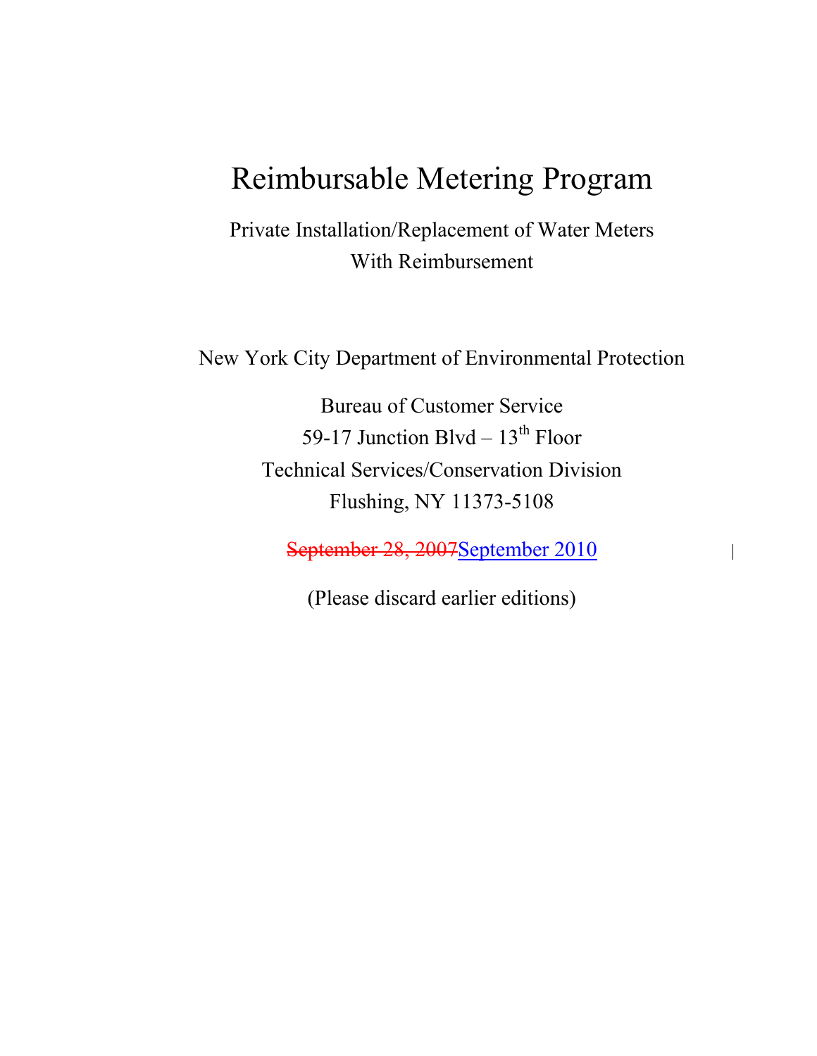# Reimbursable Metering Program

Private Installation/Replacement of Water Meters
With Reimbursement

New York City Department of Environmental Protection

Bureau of Customer Service
59-17 Junction Blvd – 13th Floor
Technical Services/Conservation Division
Flushing, NY 11373-5108

~~September 28, 2007~~September 2010

(Please discard earlier editions)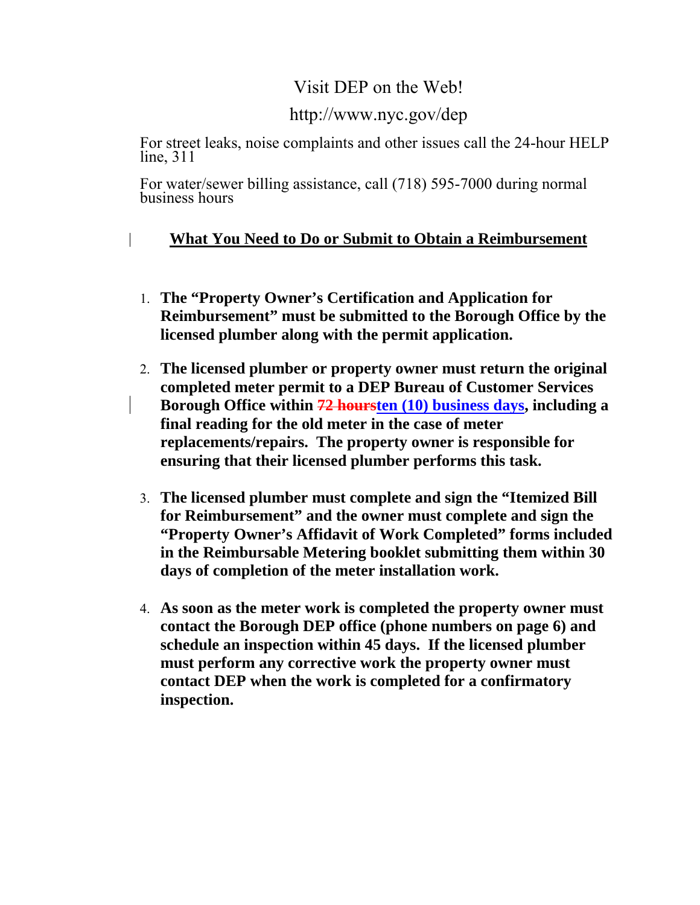Visit DEP on the Web!

http://www.nyc.gov/dep

For street leaks, noise complaints and other issues call the 24-hour HELP line, 311

For water/sewer billing assistance, call (718) 595-7000 during normal business hours

## What You Need to Do or Submit to Obtain a Reimbursement

1. **The "Property Owner's Certification and Application for Reimbursement" must be submitted to the Borough Office by the licensed plumber along with the permit application.**

2. **The licensed plumber or property owner must return the original completed meter permit to a DEP Bureau of Customer Services Borough Office within ~~72 hours~~ten (10) business days, including a final reading for the old meter in the case of meter replacements/repairs. The property owner is responsible for ensuring that their licensed plumber performs this task.**

3. **The licensed plumber must complete and sign the "Itemized Bill for Reimbursement" and the owner must complete and sign the "Property Owner's Affidavit of Work Completed" forms included in the Reimbursable Metering booklet submitting them within 30 days of completion of the meter installation work.**

4. **As soon as the meter work is completed the property owner must contact the Borough DEP office (phone numbers on page 6) and schedule an inspection within 45 days. If the licensed plumber must perform any corrective work the property owner must contact DEP when the work is completed for a confirmatory inspection.**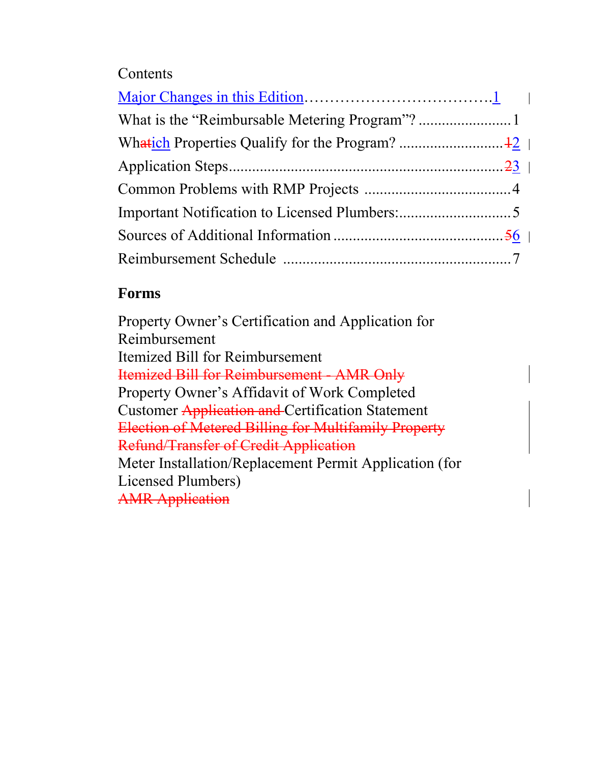Contents

Major Changes in this Edition.................................1

What is the "Reimbursable Metering Program"? ........................1

Wh~~at~~ich Properties Qualify for the Program? ..........................~~1~~2

Application Steps.......................................................................~~2~~3

Common Problems with RMP Projects .....................................4

Important Notification to Licensed Plumbers:.............................5

Sources of Additional Information ...........................................~~5~~6

Reimbursement Schedule ..........................................................7

## Forms

Property Owner's Certification and Application for Reimbursement

Itemized Bill for Reimbursement

~~Itemized Bill for Reimbursement - AMR Only~~

Property Owner's Affidavit of Work Completed

Customer ~~Application and~~ Certification Statement

~~Election of Metered Billing for Multifamily Property~~

~~Refund/Transfer of Credit Application~~

Meter Installation/Replacement Permit Application (for Licensed Plumbers)

~~AMR Application~~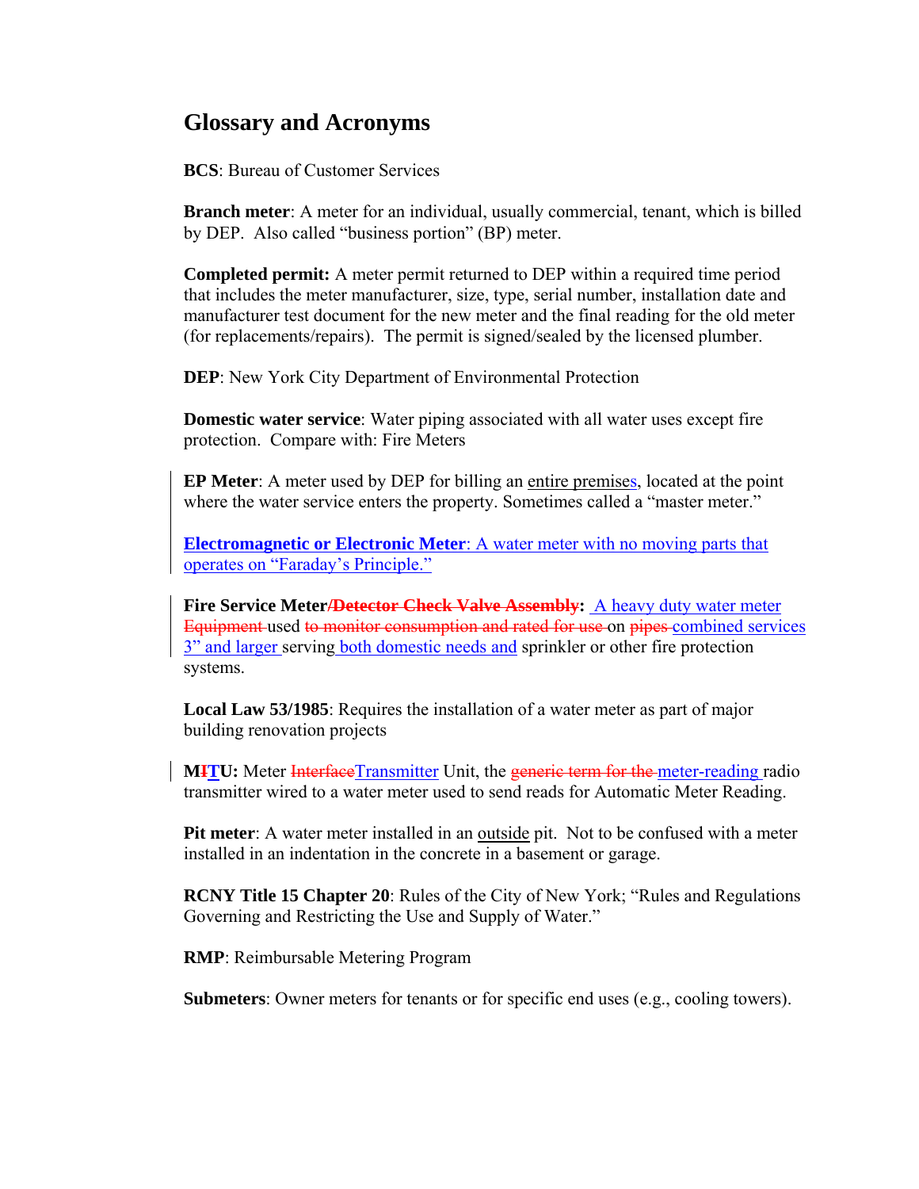# Glossary and Acronyms

**BCS**: Bureau of Customer Services

**Branch meter**: A meter for an individual, usually commercial, tenant, which is billed by DEP. Also called "business portion" (BP) meter.

**Completed permit:** A meter permit returned to DEP within a required time period that includes the meter manufacturer, size, type, serial number, installation date and manufacturer test document for the new meter and the final reading for the old meter (for replacements/repairs). The permit is signed/sealed by the licensed plumber.

**DEP**: New York City Department of Environmental Protection

**Domestic water service**: Water piping associated with all water uses except fire protection. Compare with: Fire Meters

**EP Meter**: A meter used by DEP for billing an entire premises, located at the point where the water service enters the property. Sometimes called a "master meter."

**Electromagnetic or Electronic Meter**: A water meter with no moving parts that operates on "Faraday's Principle."

**Fire Service Meter~~/Detector Check Valve Assembly~~:** A heavy duty water meter ~~Equipment~~ used ~~to monitor consumption and rated for use~~ on ~~pipes~~ combined services 3" and larger serving both domestic needs and sprinkler or other fire protection systems.

**Local Law 53/1985**: Requires the installation of a water meter as part of major building renovation projects

**M~~I~~TU:** Meter ~~Interface~~Transmitter Unit, the ~~generic term for the~~ meter-reading radio transmitter wired to a water meter used to send reads for Automatic Meter Reading.

**Pit meter**: A water meter installed in an outside pit. Not to be confused with a meter installed in an indentation in the concrete in a basement or garage.

**RCNY Title 15 Chapter 20**: Rules of the City of New York; "Rules and Regulations Governing and Restricting the Use and Supply of Water."

**RMP**: Reimbursable Metering Program

**Submeters**: Owner meters for tenants or for specific end uses (e.g., cooling towers).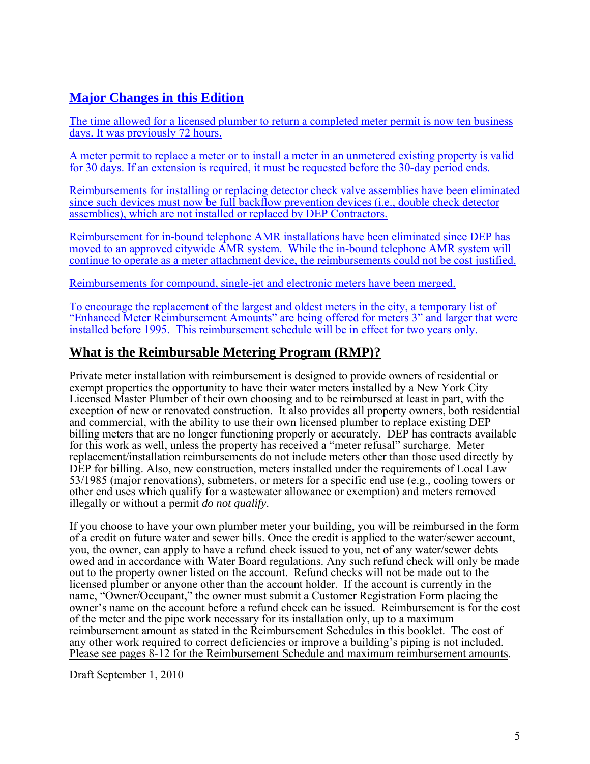## Major Changes in this Edition

The time allowed for a licensed plumber to return a completed meter permit is now ten business days. It was previously 72 hours.

A meter permit to replace a meter or to install a meter in an unmetered existing property is valid for 30 days. If an extension is required, it must be requested before the 30-day period ends.

Reimbursements for installing or replacing detector check valve assemblies have been eliminated since such devices must now be full backflow prevention devices (i.e., double check detector assemblies), which are not installed or replaced by DEP Contractors.

Reimbursement for in-bound telephone AMR installations have been eliminated since DEP has moved to an approved citywide AMR system. While the in-bound telephone AMR system will continue to operate as a meter attachment device, the reimbursements could not be cost justified.

Reimbursements for compound, single-jet and electronic meters have been merged.

To encourage the replacement of the largest and oldest meters in the city, a temporary list of "Enhanced Meter Reimbursement Amounts" are being offered for meters 3" and larger that were installed before 1995. This reimbursement schedule will be in effect for two years only.

## What is the Reimbursable Metering Program (RMP)?

Private meter installation with reimbursement is designed to provide owners of residential or exempt properties the opportunity to have their water meters installed by a New York City Licensed Master Plumber of their own choosing and to be reimbursed at least in part, with the exception of new or renovated construction. It also provides all property owners, both residential and commercial, with the ability to use their own licensed plumber to replace existing DEP billing meters that are no longer functioning properly or accurately. DEP has contracts available for this work as well, unless the property has received a "meter refusal" surcharge. Meter replacement/installation reimbursements do not include meters other than those used directly by DEP for billing. Also, new construction, meters installed under the requirements of Local Law 53/1985 (major renovations), submeters, or meters for a specific end use (e.g., cooling towers or other end uses which qualify for a wastewater allowance or exemption) and meters removed illegally or without a permit *do not qualify*.

If you choose to have your own plumber meter your building, you will be reimbursed in the form of a credit on future water and sewer bills. Once the credit is applied to the water/sewer account, you, the owner, can apply to have a refund check issued to you, net of any water/sewer debts owed and in accordance with Water Board regulations. Any such refund check will only be made out to the property owner listed on the account. Refund checks will not be made out to the licensed plumber or anyone other than the account holder. If the account is currently in the name, "Owner/Occupant," the owner must submit a Customer Registration Form placing the owner's name on the account before a refund check can be issued. Reimbursement is for the cost of the meter and the pipe work necessary for its installation only, up to a maximum reimbursement amount as stated in the Reimbursement Schedules in this booklet. The cost of any other work required to correct deficiencies or improve a building's piping is not included. Please see pages 8-12 for the Reimbursement Schedule and maximum reimbursement amounts.

Draft September 1, 2010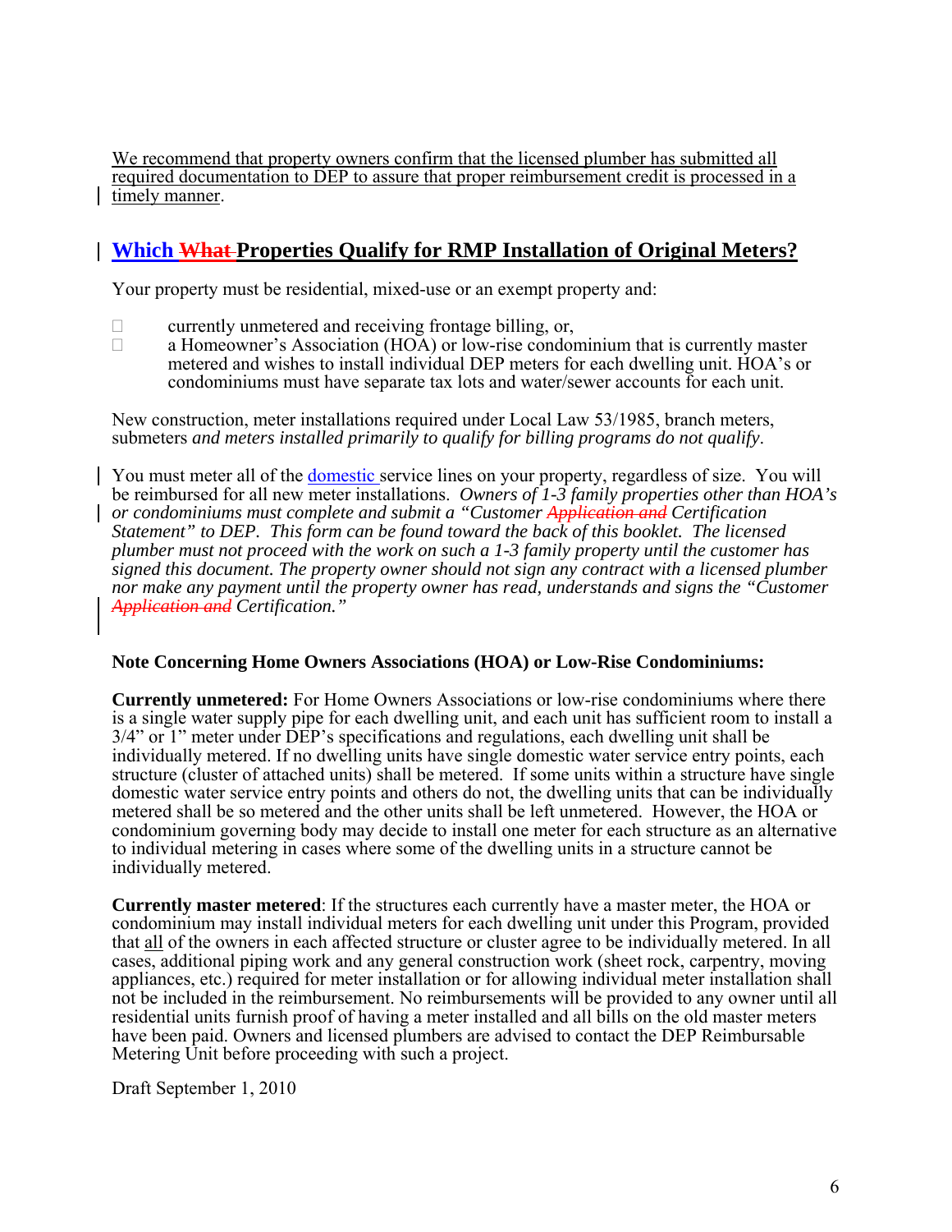We recommend that property owners confirm that the licensed plumber has submitted all required documentation to DEP to assure that proper reimbursement credit is processed in a timely manner.

## Which What Properties Qualify for RMP Installation of Original Meters?

Your property must be residential, mixed-use or an exempt property and:

- currently unmetered and receiving frontage billing, or,
- a Homeowner's Association (HOA) or low-rise condominium that is currently master metered and wishes to install individual DEP meters for each dwelling unit. HOA's or condominiums must have separate tax lots and water/sewer accounts for each unit.

New construction, meter installations required under Local Law 53/1985, branch meters, submeters *and meters installed primarily to qualify for billing programs do not qualify*.

You must meter all of the domestic service lines on your property, regardless of size. You will be reimbursed for all new meter installations. *Owners of 1-3 family properties other than HOA's or condominiums must complete and submit a "Customer ~~Application and~~ Certification Statement" to DEP. This form can be found toward the back of this booklet. The licensed plumber must not proceed with the work on such a 1-3 family property until the customer has signed this document. The property owner should not sign any contract with a licensed plumber nor make any payment until the property owner has read, understands and signs the "Customer ~~Application and~~ Certification."*

**Note Concerning Home Owners Associations (HOA) or Low-Rise Condominiums:**

**Currently unmetered:** For Home Owners Associations or low-rise condominiums where there is a single water supply pipe for each dwelling unit, and each unit has sufficient room to install a 3/4" or 1" meter under DEP's specifications and regulations, each dwelling unit shall be individually metered. If no dwelling units have single domestic water service entry points, each structure (cluster of attached units) shall be metered. If some units within a structure have single domestic water service entry points and others do not, the dwelling units that can be individually metered shall be so metered and the other units shall be left unmetered. However, the HOA or condominium governing body may decide to install one meter for each structure as an alternative to individual metering in cases where some of the dwelling units in a structure cannot be individually metered.

**Currently master metered**: If the structures each currently have a master meter, the HOA or condominium may install individual meters for each dwelling unit under this Program, provided that all of the owners in each affected structure or cluster agree to be individually metered. In all cases, additional piping work and any general construction work (sheet rock, carpentry, moving appliances, etc.) required for meter installation or for allowing individual meter installation shall not be included in the reimbursement. No reimbursements will be provided to any owner until all residential units furnish proof of having a meter installed and all bills on the old master meters have been paid. Owners and licensed plumbers are advised to contact the DEP Reimbursable Metering Unit before proceeding with such a project.

Draft September 1, 2010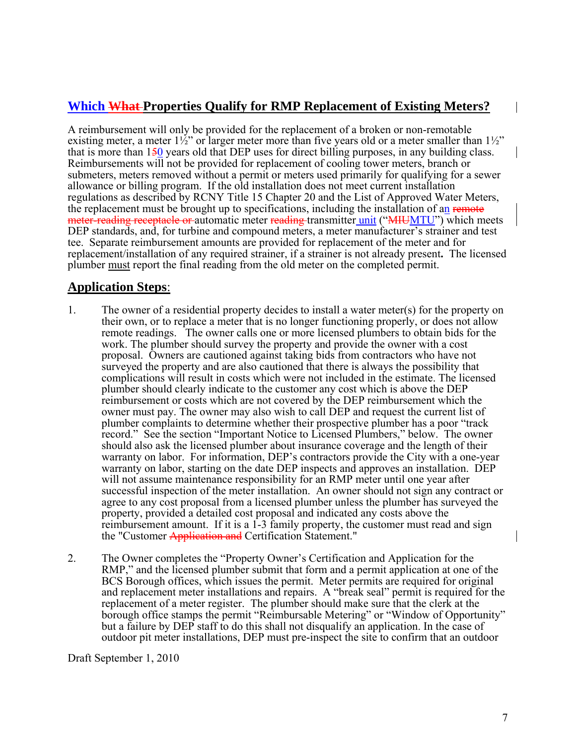## Which ~~What~~ Properties Qualify for RMP Replacement of Existing Meters?

A reimbursement will only be provided for the replacement of a broken or non-remotable existing meter, a meter 1½" or larger meter more than five years old or a meter smaller than 1½" that is more than 1~~5~~0 years old that DEP uses for direct billing purposes, in any building class. Reimbursements will not be provided for replacement of cooling tower meters, branch or submeters, meters removed without a permit or meters used primarily for qualifying for a sewer allowance or billing program. If the old installation does not meet current installation regulations as described by RCNY Title 15 Chapter 20 and the List of Approved Water Meters, the replacement must be brought up to specifications, including the installation of an ~~remote meter-reading receptacle or~~ automatic meter ~~reading~~ transmitter unit ("~~MIU~~MTU") which meets DEP standards, and, for turbine and compound meters, a meter manufacturer's strainer and test tee. Separate reimbursement amounts are provided for replacement of the meter and for replacement/installation of any required strainer, if a strainer is not already present. The licensed plumber must report the final reading from the old meter on the completed permit.

## Application Steps:

1. The owner of a residential property decides to install a water meter(s) for the property on their own, or to replace a meter that is no longer functioning properly, or does not allow remote readings. The owner calls one or more licensed plumbers to obtain bids for the work. The plumber should survey the property and provide the owner with a cost proposal. Owners are cautioned against taking bids from contractors who have not surveyed the property and are also cautioned that there is always the possibility that complications will result in costs which were not included in the estimate. The licensed plumber should clearly indicate to the customer any cost which is above the DEP reimbursement or costs which are not covered by the DEP reimbursement which the owner must pay. The owner may also wish to call DEP and request the current list of plumber complaints to determine whether their prospective plumber has a poor "track record." See the section "Important Notice to Licensed Plumbers," below. The owner should also ask the licensed plumber about insurance coverage and the length of their warranty on labor. For information, DEP's contractors provide the City with a one-year warranty on labor, starting on the date DEP inspects and approves an installation. DEP will not assume maintenance responsibility for an RMP meter until one year after successful inspection of the meter installation. An owner should not sign any contract or agree to any cost proposal from a licensed plumber unless the plumber has surveyed the property, provided a detailed cost proposal and indicated any costs above the reimbursement amount. If it is a 1-3 family property, the customer must read and sign the "Customer ~~Application and~~ Certification Statement."

2. The Owner completes the "Property Owner's Certification and Application for the RMP," and the licensed plumber submit that form and a permit application at one of the BCS Borough offices, which issues the permit. Meter permits are required for original and replacement meter installations and repairs. A "break seal" permit is required for the replacement of a meter register. The plumber should make sure that the clerk at the borough office stamps the permit "Reimbursable Metering" or "Window of Opportunity" but a failure by DEP staff to do this shall not disqualify an application. In the case of outdoor pit meter installations, DEP must pre-inspect the site to confirm that an outdoor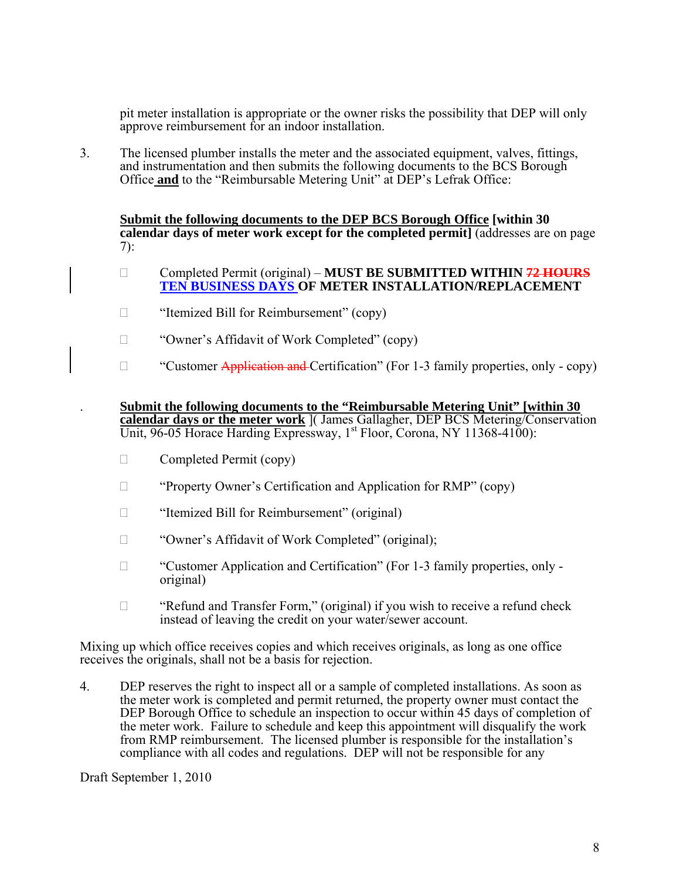pit meter installation is appropriate or the owner risks the possibility that DEP will only approve reimbursement for an indoor installation.

3. The licensed plumber installs the meter and the associated equipment, valves, fittings, and instrumentation and then submits the following documents to the BCS Borough Office **and** to the "Reimbursable Metering Unit" at DEP's Lefrak Office:

   **Submit the following documents to the DEP BCS Borough Office [within 30 calendar days of meter work except for the completed permit]** (addresses are on page 7):

   - Completed Permit (original) – **MUST BE SUBMITTED WITHIN ~~72 HOURS~~ TEN BUSINESS DAYS OF METER INSTALLATION/REPLACEMENT**
   - "Itemized Bill for Reimbursement" (copy)
   - "Owner's Affidavit of Work Completed" (copy)
   - "Customer ~~Application and~~ Certification" (For 1-3 family properties, only - copy)

   **Submit the following documents to the "Reimbursable Metering Unit" [within 30 calendar days or the meter work** ]( James Gallagher, DEP BCS Metering/Conservation Unit, 96-05 Horace Harding Expressway, 1st Floor, Corona, NY 11368-4100):

   - Completed Permit (copy)
   - "Property Owner's Certification and Application for RMP" (copy)
   - "Itemized Bill for Reimbursement" (original)
   - "Owner's Affidavit of Work Completed" (original);
   - "Customer Application and Certification" (For 1-3 family properties, only - original)
   - "Refund and Transfer Form," (original) if you wish to receive a refund check instead of leaving the credit on your water/sewer account.

Mixing up which office receives copies and which receives originals, as long as one office receives the originals, shall not be a basis for rejection.

4. DEP reserves the right to inspect all or a sample of completed installations. As soon as the meter work is completed and permit returned, the property owner must contact the DEP Borough Office to schedule an inspection to occur within 45 days of completion of the meter work. Failure to schedule and keep this appointment will disqualify the work from RMP reimbursement. The licensed plumber is responsible for the installation's compliance with all codes and regulations. DEP will not be responsible for any

Draft September 1, 2010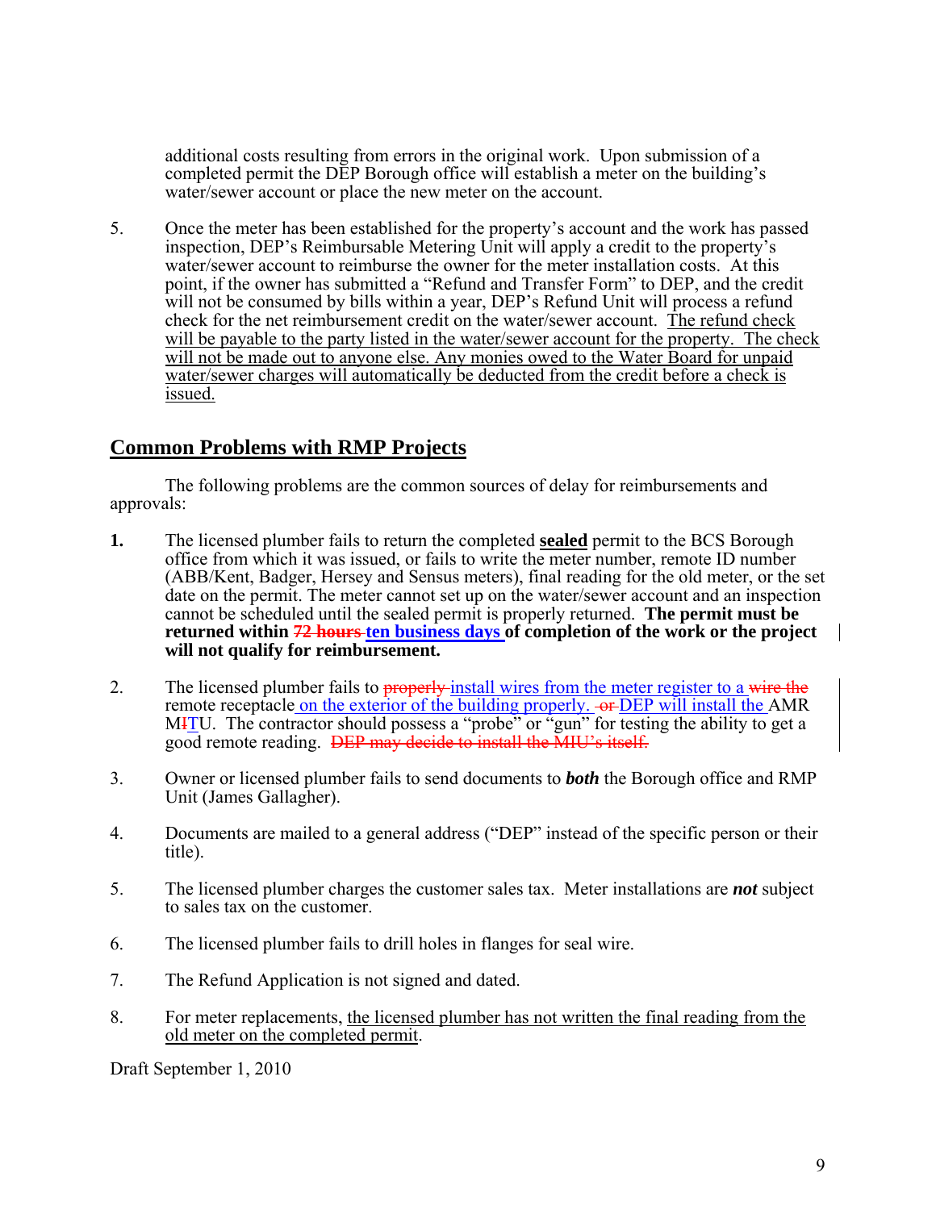additional costs resulting from errors in the original work. Upon submission of a completed permit the DEP Borough office will establish a meter on the building's water/sewer account or place the new meter on the account.

5. Once the meter has been established for the property's account and the work has passed inspection, DEP's Reimbursable Metering Unit will apply a credit to the property's water/sewer account to reimburse the owner for the meter installation costs. At this point, if the owner has submitted a "Refund and Transfer Form" to DEP, and the credit will not be consumed by bills within a year, DEP's Refund Unit will process a refund check for the net reimbursement credit on the water/sewer account. The refund check will be payable to the party listed in the water/sewer account for the property. The check will not be made out to anyone else. Any monies owed to the Water Board for unpaid water/sewer charges will automatically be deducted from the credit before a check is issued.

## Common Problems with RMP Projects

The following problems are the common sources of delay for reimbursements and approvals:

**1.** The licensed plumber fails to return the completed **sealed** permit to the BCS Borough office from which it was issued, or fails to write the meter number, remote ID number (ABB/Kent, Badger, Hersey and Sensus meters), final reading for the old meter, or the set date on the permit. The meter cannot set up on the water/sewer account and an inspection cannot be scheduled until the sealed permit is properly returned. **The permit must be returned within ~~72 hours~~ ten business days of completion of the work or the project will not qualify for reimbursement.**

2. The licensed plumber fails to ~~properly~~ install wires from the meter register to a ~~wire the~~ remote receptacle on the exterior of the building properly. ~~or~~ DEP will install the AMR M~~I~~TU. The contractor should possess a "probe" or "gun" for testing the ability to get a good remote reading. ~~DEP may decide to install the MIU's itself.~~

3. Owner or licensed plumber fails to send documents to ***both*** the Borough office and RMP Unit (James Gallagher).

4. Documents are mailed to a general address ("DEP" instead of the specific person or their title).

5. The licensed plumber charges the customer sales tax. Meter installations are ***not*** subject to sales tax on the customer.

6. The licensed plumber fails to drill holes in flanges for seal wire.

7. The Refund Application is not signed and dated.

8. For meter replacements, the licensed plumber has not written the final reading from the old meter on the completed permit.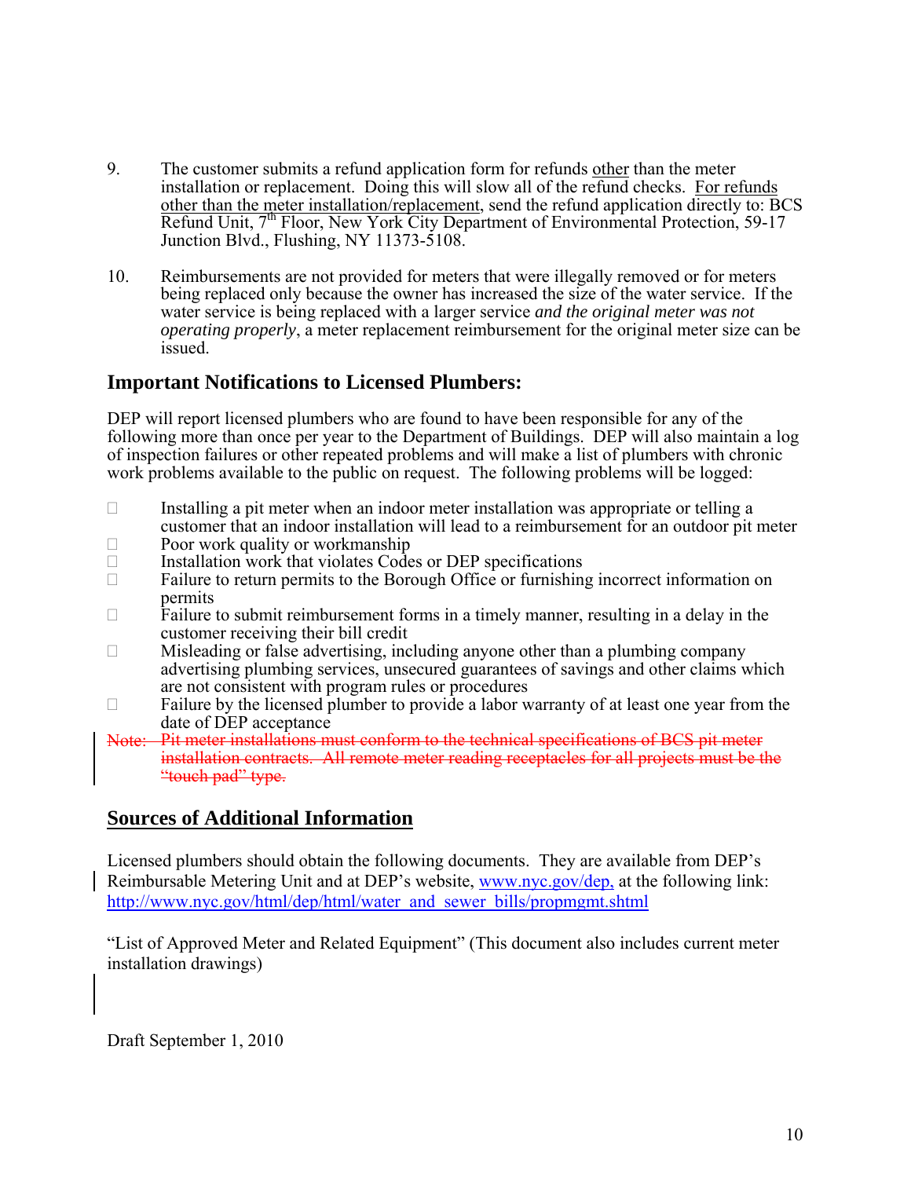9. The customer submits a refund application form for refunds other than the meter installation or replacement. Doing this will slow all of the refund checks. For refunds other than the meter installation/replacement, send the refund application directly to: BCS Refund Unit, 7th Floor, New York City Department of Environmental Protection, 59-17 Junction Blvd., Flushing, NY 11373-5108.

10. Reimbursements are not provided for meters that were illegally removed or for meters being replaced only because the owner has increased the size of the water service. If the water service is being replaced with a larger service *and the original meter was not operating properly*, a meter replacement reimbursement for the original meter size can be issued.

## Important Notifications to Licensed Plumbers:

DEP will report licensed plumbers who are found to have been responsible for any of the following more than once per year to the Department of Buildings. DEP will also maintain a log of inspection failures or other repeated problems and will make a list of plumbers with chronic work problems available to the public on request. The following problems will be logged:

- Installing a pit meter when an indoor meter installation was appropriate or telling a customer that an indoor installation will lead to a reimbursement for an outdoor pit meter
- Poor work quality or workmanship
- Installation work that violates Codes or DEP specifications
- Failure to return permits to the Borough Office or furnishing incorrect information on permits
- Failure to submit reimbursement forms in a timely manner, resulting in a delay in the customer receiving their bill credit
- Misleading or false advertising, including anyone other than a plumbing company advertising plumbing services, unsecured guarantees of savings and other claims which are not consistent with program rules or procedures
- Failure by the licensed plumber to provide a labor warranty of at least one year from the date of DEP acceptance

~~Note: Pit meter installations must conform to the technical specifications of BCS pit meter installation contracts. All remote meter reading receptacles for all projects must be the "touch pad" type.~~

## Sources of Additional Information

Licensed plumbers should obtain the following documents. They are available from DEP's Reimbursable Metering Unit and at DEP's website, www.nyc.gov/dep, at the following link: http://www.nyc.gov/html/dep/html/water_and_sewer_bills/propmgmt.shtml

"List of Approved Meter and Related Equipment" (This document also includes current meter installation drawings)

Draft September 1, 2010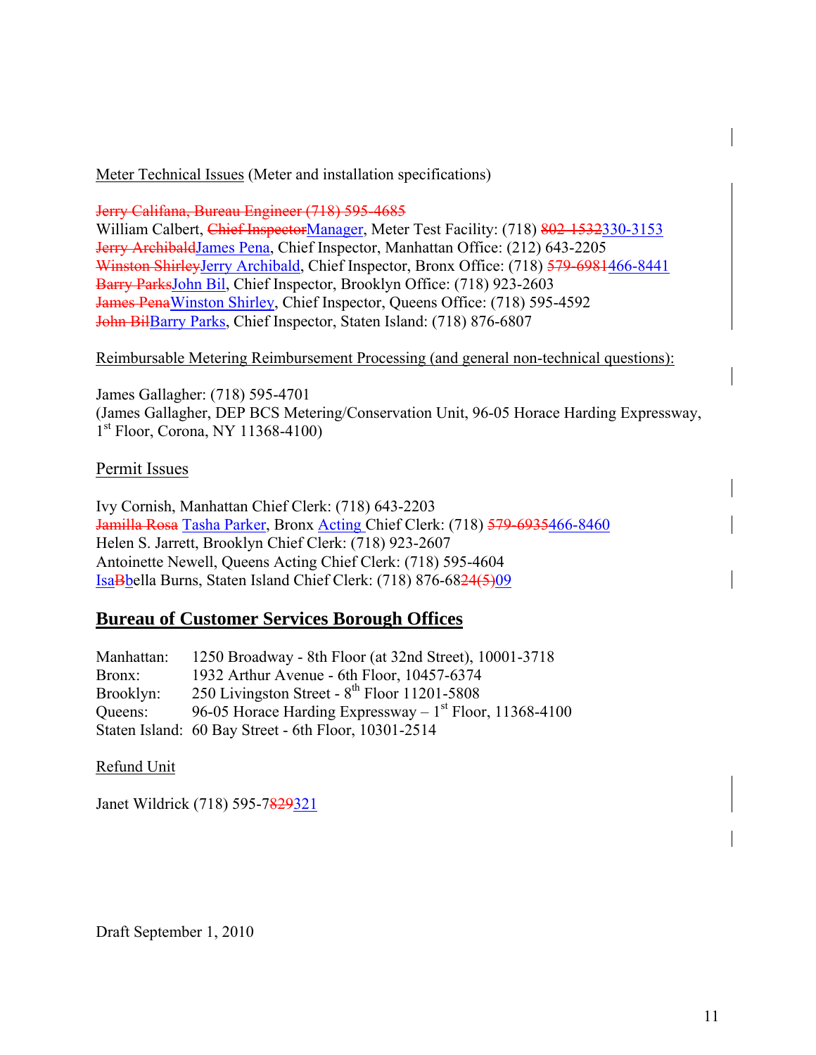Meter Technical Issues (Meter and installation specifications)

~~Jerry Califana, Bureau Engineer (718) 595-4685~~
William Calbert, ~~Chief Inspector~~Manager, Meter Test Facility: (718) ~~802-1532~~330-3153
~~Jerry Archibald~~James Pena, Chief Inspector, Manhattan Office: (212) 643-2205
~~Winston Shirley~~Jerry Archibald, Chief Inspector, Bronx Office: (718) ~~579-6981~~466-8441
~~Barry Parks~~John Bil, Chief Inspector, Brooklyn Office: (718) 923-2603
~~James Pena~~Winston Shirley, Chief Inspector, Queens Office: (718) 595-4592
~~John Bil~~Barry Parks, Chief Inspector, Staten Island: (718) 876-6807

Reimbursable Metering Reimbursement Processing (and general non-technical questions):

James Gallagher: (718) 595-4701
(James Gallagher, DEP BCS Metering/Conservation Unit, 96-05 Horace Harding Expressway, 1st Floor, Corona, NY 11368-4100)

Permit Issues

Ivy Cornish, Manhattan Chief Clerk: (718) 643-2203
~~Jamilla Rosa~~ Tasha Parker, Bronx Acting Chief Clerk: (718) ~~579-6935~~466-8460
Helen S. Jarrett, Brooklyn Chief Clerk: (718) 923-2607
Antoinette Newell, Queens Acting Chief Clerk: (718) 595-4604
Isa~~B~~bella Burns, Staten Island Chief Clerk: (718) 876-68~~24(5)~~09

## Bureau of Customer Services Borough Offices

| | |
|---|---|
| Manhattan: | 1250 Broadway - 8th Floor (at 32nd Street), 10001-3718 |
| Bronx: | 1932 Arthur Avenue - 6th Floor, 10457-6374 |
| Brooklyn: | 250 Livingston Street - 8th Floor 11201-5808 |
| Queens: | 96-05 Horace Harding Expressway – 1st Floor, 11368-4100 |
| Staten Island: | 60 Bay Street - 6th Floor, 10301-2514 |

Refund Unit

Janet Wildrick (718) 595-7~~829~~321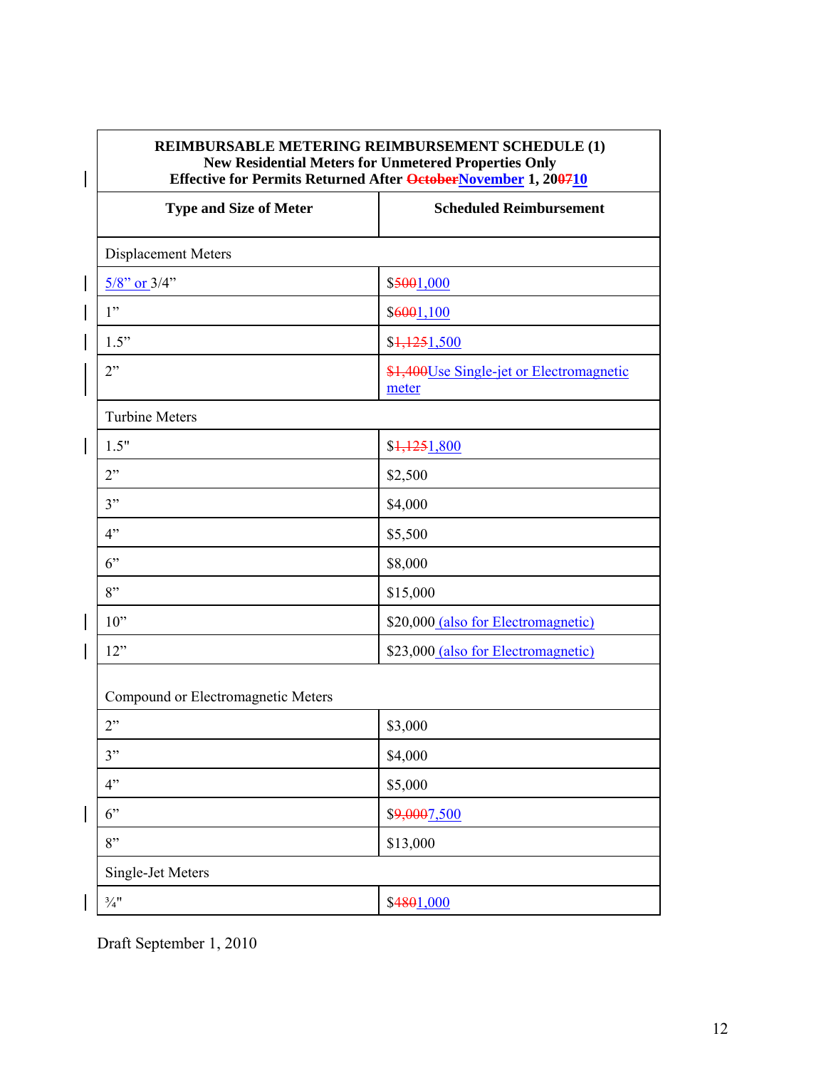| **REIMBURSABLE METERING REIMBURSEMENT SCHEDULE (1)**<br>**New Residential Meters for Unmetered Properties Only**<br>**Effective for Permits Returned After ~~October~~November 1, 20~~07~~10** | |
|---|---|
| **Type and Size of Meter** | **Scheduled Reimbursement** |
| Displacement Meters | |
| 5/8" or 3/4" | $~~500~~1,000 |
| 1" | $~~600~~1,100 |
| 1.5" | $~~1,125~~1,500 |
| 2" | ~~$1,400~~Use Single-jet or Electromagnetic meter |
| Turbine Meters | |
| 1.5" | $~~1,125~~1,800 |
| 2" | $2,500 |
| 3" | $4,000 |
| 4" | $5,500 |
| 6" | $8,000 |
| 8" | $15,000 |
| 10" | $20,000 (also for Electromagnetic) |
| 12" | $23,000 (also for Electromagnetic) |
| Compound or Electromagnetic Meters | |
| 2" | $3,000 |
| 3" | $4,000 |
| 4" | $5,000 |
| 6" | $~~9,000~~7,500 |
| 8" | $13,000 |
| Single-Jet Meters | |
| ¾" | $~~480~~1,000 |

Draft September 1, 2010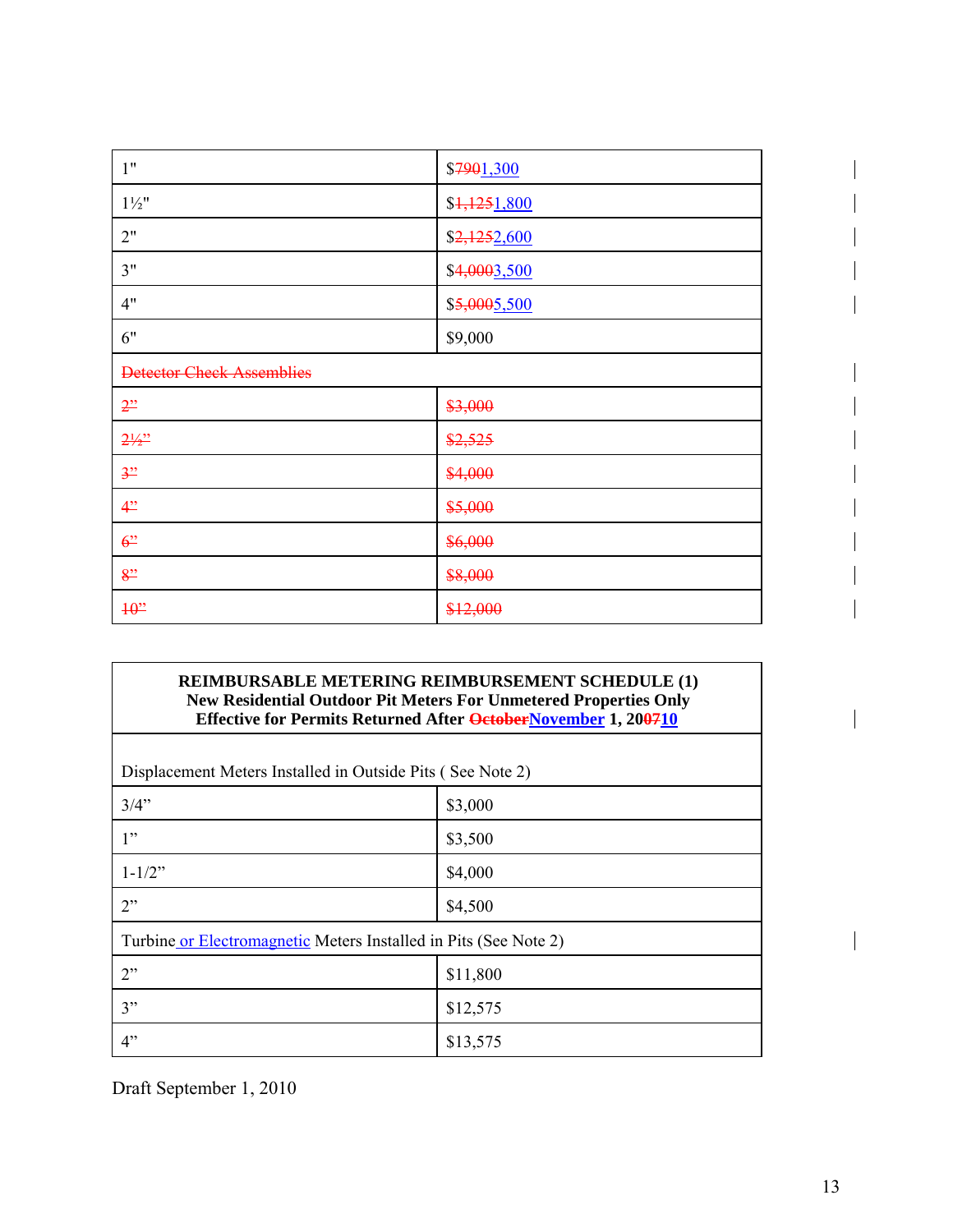| | |
|---|---|
| 1" | $~~790~~1,300 |
| 1½" | $~~1,125~~1,800 |
| 2" | $~~2,125~~2,600 |
| 3" | $~~4,000~~3,500 |
| 4" | $~~5,000~~5,500 |
| 6" | $9,000 |
| ~~Detector Check Assemblies~~ | |
| ~~2"~~ | ~~$3,000~~ |
| ~~2½"~~ | ~~$2,525~~ |
| ~~3"~~ | ~~$4,000~~ |
| ~~4"~~ | ~~$5,000~~ |
| ~~6"~~ | ~~$6,000~~ |
| ~~8"~~ | ~~$8,000~~ |
| ~~10"~~ | ~~$12,000~~ |

| **REIMBURSABLE METERING REIMBURSEMENT SCHEDULE (1)<br>New Residential Outdoor Pit Meters For Unmetered Properties Only<br>Effective for Permits Returned After ~~October~~November 1, 20~~07~~10** | |
|---|---|
| Displacement Meters Installed in Outside Pits ( See Note 2) | |
| 3/4" | $3,000 |
| 1" | $3,500 |
| 1-1/2" | $4,000 |
| 2" | $4,500 |
| Turbine or Electromagnetic Meters Installed in Pits (See Note 2) | |
| 2" | $11,800 |
| 3" | $12,575 |
| 4" | $13,575 |

Draft September 1, 2010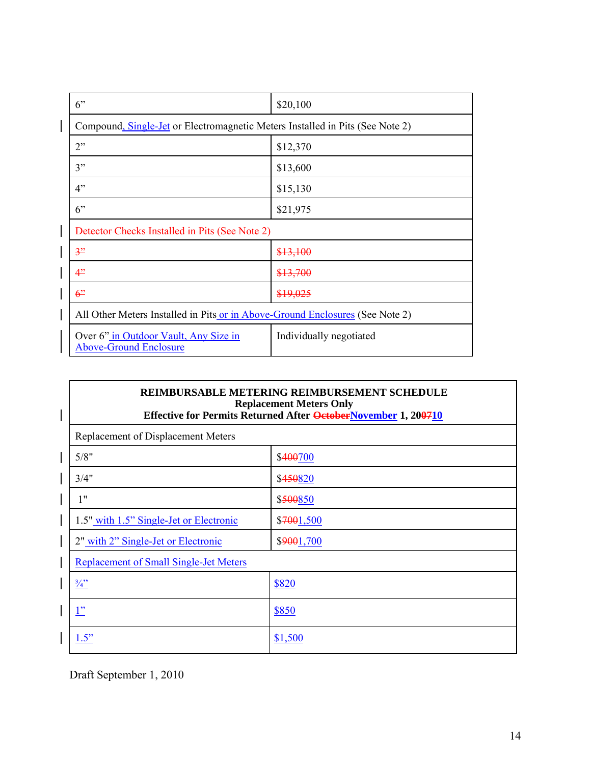| | |
|---|---|
| 6” | $20,100 |
| Compound, Single-Jet or Electromagnetic Meters Installed in Pits (See Note 2) | |
| 2” | $12,370 |
| 3” | $13,600 |
| 4” | $15,130 |
| 6” | $21,975 |
| ~~Detector Checks Installed in Pits (See Note 2)~~ | |
| ~~3”~~ | ~~$13,100~~ |
| ~~4”~~ | ~~$13,700~~ |
| ~~6”~~ | ~~$19,025~~ |
| All Other Meters Installed in Pits or in Above-Ground Enclosures (See Note 2) | |
| Over 6” in Outdoor Vault, Any Size in Above-Ground Enclosure | Individually negotiated |

| **REIMBURSABLE METERING REIMBURSEMENT SCHEDULE**<br>**Replacement Meters Only**<br>**Effective for Permits Returned After ~~October~~November 1, 20~~07~~10** | |
|---|---|
| Replacement of Displacement Meters | |
| 5/8" | $~~400~~700 |
| 3/4" | $~~450~~820 |
| 1" | $~~500~~850 |
| 1.5" with 1.5” Single-Jet or Electronic | $~~700~~1,500 |
| 2" with 2” Single-Jet or Electronic | $~~900~~1,700 |
| Replacement of Small Single-Jet Meters | |
| ¾” | $820 |
| 1” | $850 |
| 1.5” | $1,500 |

Draft September 1, 2010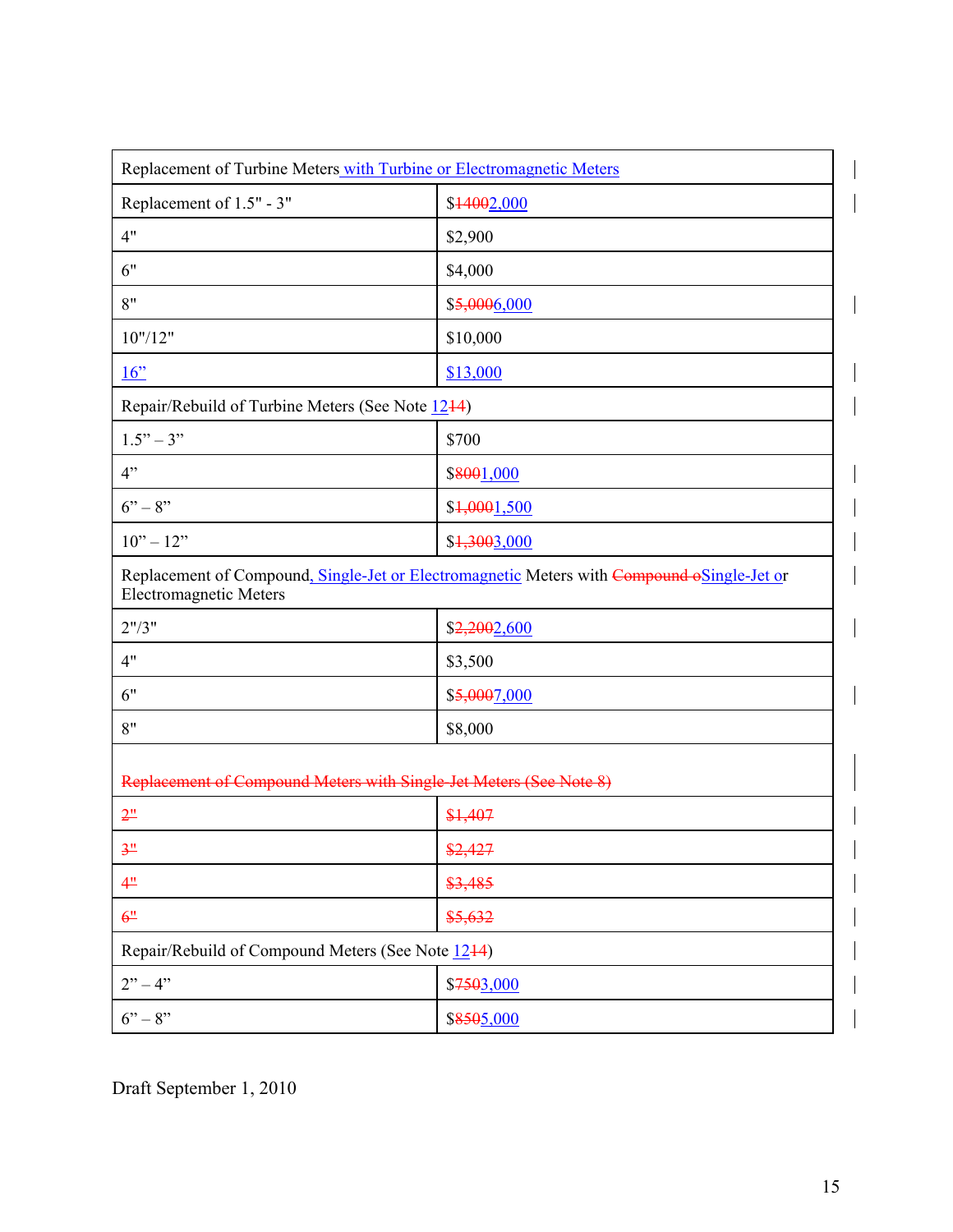| Replacement of Turbine Meters with Turbine or Electromagnetic Meters | |
|---|---|
| Replacement of 1.5" - 3" | $~~1400~~2,000 |
| 4" | $2,900 |
| 6" | $4,000 |
| 8" | $~~5,000~~6,000 |
| 10"/12" | $10,000 |
| 16" | $13,000 |
| Repair/Rebuild of Turbine Meters (See Note 12~~14~~) | |
| 1.5" – 3" | $700 |
| 4" | $~~800~~1,000 |
| 6" – 8" | $~~1,000~~1,500 |
| 10" – 12" | $~~1,300~~3,000 |
| Replacement of Compound, Single-Jet or Electromagnetic Meters with ~~Compound o~~Single-Jet or Electromagnetic Meters | |
| 2"/3" | $~~2,200~~2,600 |
| 4" | $3,500 |
| 6" | $~~5,000~~7,000 |
| 8" | $8,000 |
| ~~Replacement of Compound Meters with Single-Jet Meters (See Note 8)~~ | |
| ~~2"~~ | ~~$1,407~~ |
| ~~3"~~ | ~~$2,427~~ |
| ~~4"~~ | ~~$3,485~~ |
| ~~6"~~ | ~~$5,632~~ |
| Repair/Rebuild of Compound Meters (See Note 12~~14~~) | |
| 2" – 4" | $~~750~~3,000 |
| 6" – 8" | $~~850~~5,000 |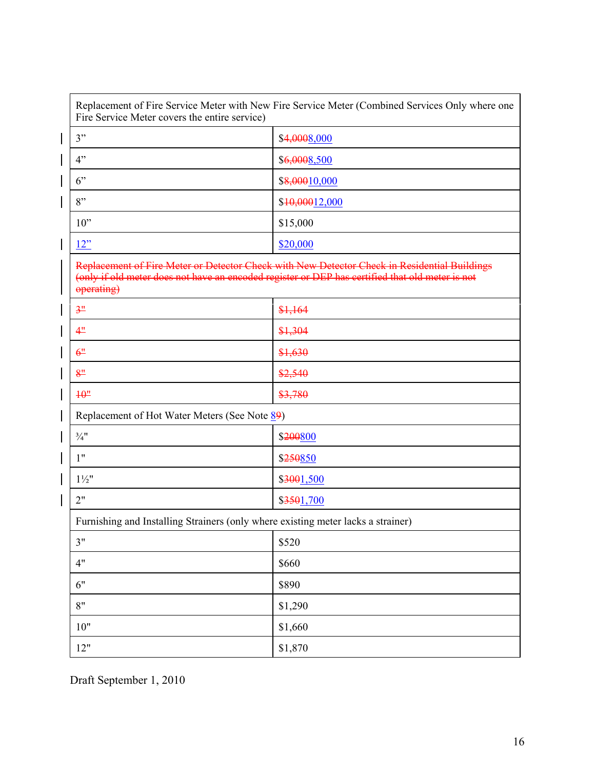| Replacement of Fire Service Meter with New Fire Service Meter (Combined Services Only where one Fire Service Meter covers the entire service) | |
|---|---|
| 3” | $~~4,000~~8,000 |
| 4” | $~~6,000~~8,500 |
| 6” | $~~8,000~~10,000 |
| 8” | $~~10,000~~12,000 |
| 10” | $15,000 |
| 12” | $20,000 |
| ~~Replacement of Fire Meter or Detector Check with New Detector Check in Residential Buildings (only if old meter does not have an encoded register or DEP has certified that old meter is not operating)~~ | |
| ~~3"~~ | ~~$1,164~~ |
| ~~4"~~ | ~~$1,304~~ |
| ~~6"~~ | ~~$1,630~~ |
| ~~8"~~ | ~~$2,540~~ |
| ~~10"~~ | ~~$3,780~~ |
| Replacement of Hot Water Meters (See Note 8~~9~~) | |
| ¾" | $~~200~~800 |
| 1" | $~~250~~850 |
| 1½" | $~~300~~1,500 |
| 2" | $~~350~~1,700 |
| Furnishing and Installing Strainers (only where existing meter lacks a strainer) | |
| 3" | $520 |
| 4" | $660 |
| 6" | $890 |
| 8" | $1,290 |
| 10" | $1,660 |
| 12" | $1,870 |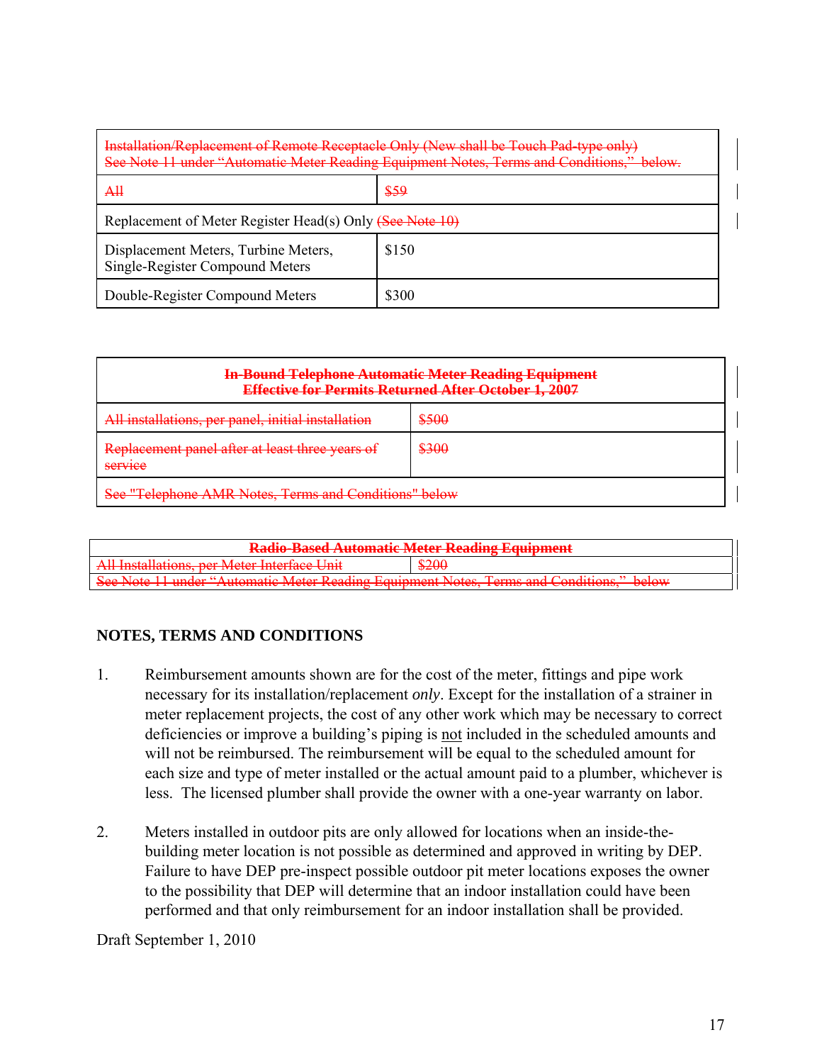| ~~Installation/Replacement of Remote Receptacle Only (New shall be Touch Pad-type only) See Note 11 under "Automatic Meter Reading Equipment Notes, Terms and Conditions," below.~~ | |
|---|---|
| ~~All~~ | ~~$59~~ |
| Replacement of Meter Register Head(s) Only ~~(See Note 10)~~ | |
| Displacement Meters, Turbine Meters, Single-Register Compound Meters | $150 |
| Double-Register Compound Meters | $300 |

| ~~**In-Bound Telephone Automatic Meter Reading Equipment Effective for Permits Returned After October 1, 2007**~~ | |
|---|---|
| ~~All installations, per panel, initial installation~~ | ~~$500~~ |
| ~~Replacement panel after at least three years of service~~ | ~~$300~~ |
| ~~See "Telephone AMR Notes, Terms and Conditions" below~~ | |

| ~~**Radio-Based Automatic Meter Reading Equipment**~~ | |
|---|---|
| ~~All Installations, per Meter Interface Unit~~ | ~~$200~~ |
| ~~See Note 11 under "Automatic Meter Reading Equipment Notes, Terms and Conditions," below~~ | |

## NOTES, TERMS AND CONDITIONS

1. Reimbursement amounts shown are for the cost of the meter, fittings and pipe work necessary for its installation/replacement *only*. Except for the installation of a strainer in meter replacement projects, the cost of any other work which may be necessary to correct deficiencies or improve a building's piping is not included in the scheduled amounts and will not be reimbursed. The reimbursement will be equal to the scheduled amount for each size and type of meter installed or the actual amount paid to a plumber, whichever is less. The licensed plumber shall provide the owner with a one-year warranty on labor.

2. Meters installed in outdoor pits are only allowed for locations when an inside-the-building meter location is not possible as determined and approved in writing by DEP. Failure to have DEP pre-inspect possible outdoor pit meter locations exposes the owner to the possibility that DEP will determine that an indoor installation could have been performed and that only reimbursement for an indoor installation shall be provided.

Draft September 1, 2010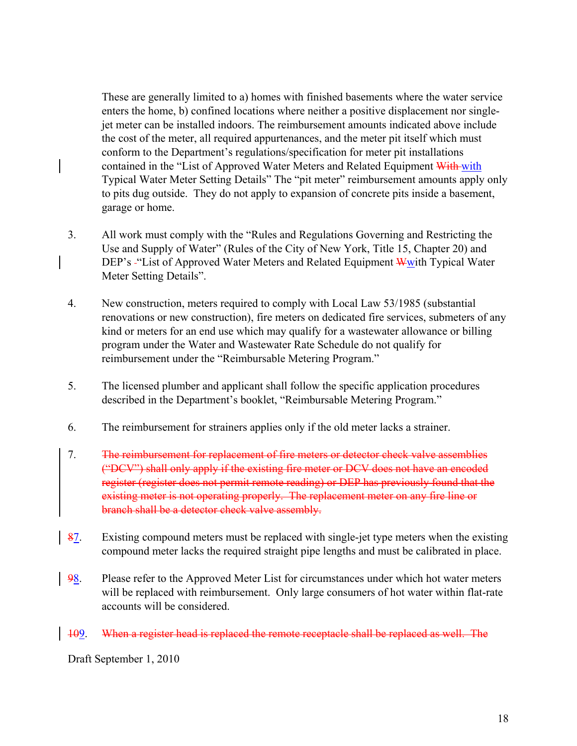These are generally limited to a) homes with finished basements where the water service enters the home, b) confined locations where neither a positive displacement nor single-jet meter can be installed indoors. The reimbursement amounts indicated above include the cost of the meter, all required appurtenances, and the meter pit itself which must conform to the Department's regulations/specification for meter pit installations contained in the "List of Approved Water Meters and Related Equipment ~~With~~ with Typical Water Meter Setting Details" The "pit meter" reimbursement amounts apply only to pits dug outside. They do not apply to expansion of concrete pits inside a basement, garage or home.

3. All work must comply with the "Rules and Regulations Governing and Restricting the Use and Supply of Water" (Rules of the City of New York, Title 15, Chapter 20) and DEP's "List of Approved Water Meters and Related Equipment ~~W~~with Typical Water Meter Setting Details".

4. New construction, meters required to comply with Local Law 53/1985 (substantial renovations or new construction), fire meters on dedicated fire services, submeters of any kind or meters for an end use which may qualify for a wastewater allowance or billing program under the Water and Wastewater Rate Schedule do not qualify for reimbursement under the "Reimbursable Metering Program."

5. The licensed plumber and applicant shall follow the specific application procedures described in the Department's booklet, "Reimbursable Metering Program."

6. The reimbursement for strainers applies only if the old meter lacks a strainer.

7. ~~The reimbursement for replacement of fire meters or detector check valve assemblies ("DCV") shall only apply if the existing fire meter or DCV does not have an encoded register (register does not permit remote reading) or DEP has previously found that the existing meter is not operating properly. The replacement meter on any fire line or branch shall be a detector check valve assembly.~~

~~8~~7. Existing compound meters must be replaced with single-jet type meters when the existing compound meter lacks the required straight pipe lengths and must be calibrated in place.

~~9~~8. Please refer to the Approved Meter List for circumstances under which hot water meters will be replaced with reimbursement. Only large consumers of hot water within flat-rate accounts will be considered.

~~10~~9. ~~When a register head is replaced the remote receptacle shall be replaced as well. The~~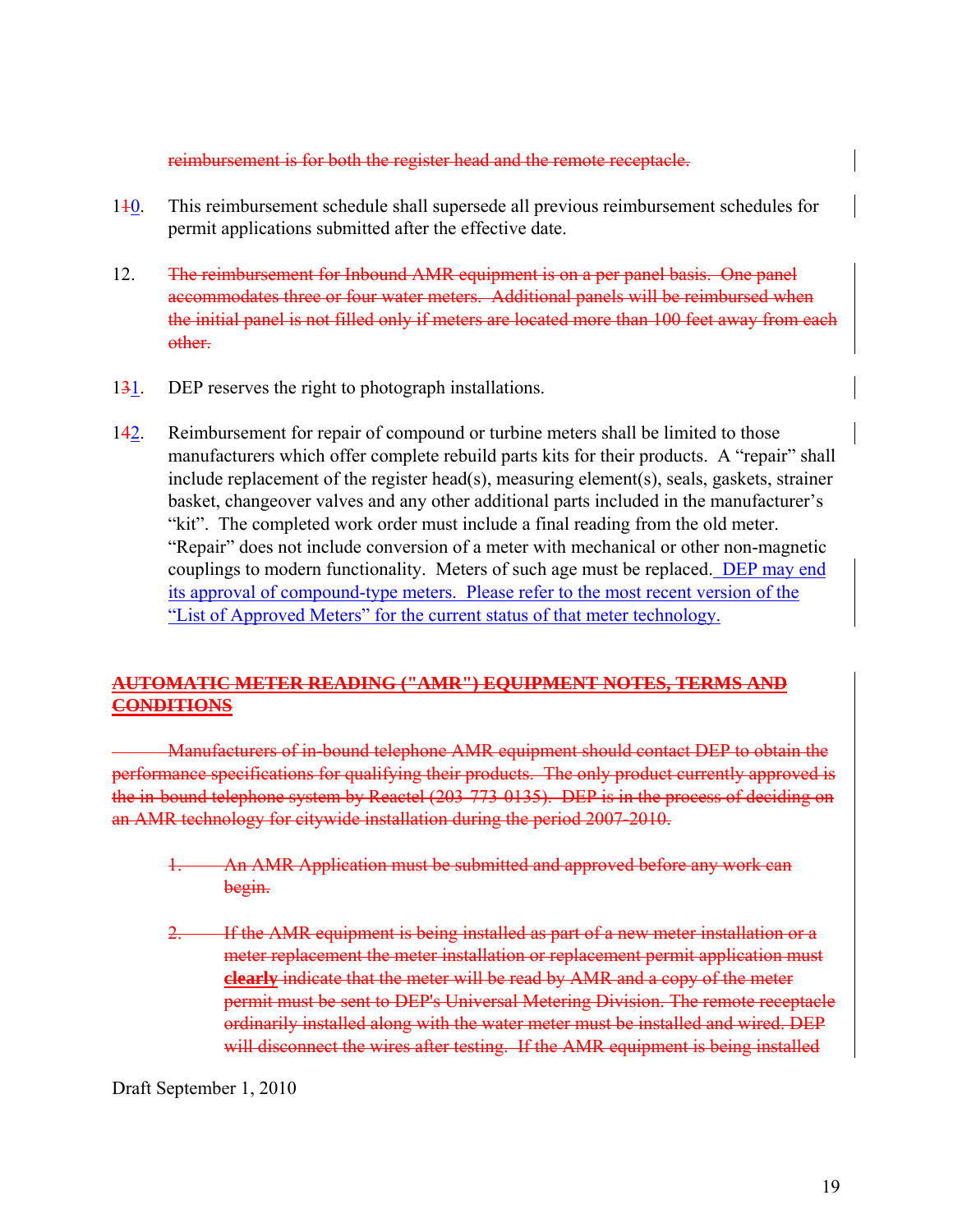~~reimbursement is for both the register head and the remote receptacle.~~

1~~1~~0. This reimbursement schedule shall supersede all previous reimbursement schedules for permit applications submitted after the effective date.

12. ~~The reimbursement for Inbound AMR equipment is on a per panel basis. One panel accommodates three or four water meters. Additional panels will be reimbursed when the initial panel is not filled only if meters are located more than 100 feet away from each other.~~

1~~3~~1. DEP reserves the right to photograph installations.

1~~4~~2. Reimbursement for repair of compound or turbine meters shall be limited to those manufacturers which offer complete rebuild parts kits for their products. A "repair" shall include replacement of the register head(s), measuring element(s), seals, gaskets, strainer basket, changeover valves and any other additional parts included in the manufacturer's "kit". The completed work order must include a final reading from the old meter. "Repair" does not include conversion of a meter with mechanical or other non-magnetic couplings to modern functionality. Meters of such age must be replaced. DEP may end its approval of compound-type meters. Please refer to the most recent version of the "List of Approved Meters" for the current status of that meter technology.

~~**AUTOMATIC METER READING ("AMR") EQUIPMENT NOTES, TERMS AND CONDITIONS**~~

~~Manufacturers of in-bound telephone AMR equipment should contact DEP to obtain the performance specifications for qualifying their products. The only product currently approved is the in-bound telephone system by Reactel (203-773-0135). DEP is in the process of deciding on an AMR technology for citywide installation during the period 2007-2010.~~

1. ~~An AMR Application must be submitted and approved before any work can begin.~~

2. ~~If the AMR equipment is being installed as part of a new meter installation or a meter replacement the meter installation or replacement permit application must **clearly** indicate that the meter will be read by AMR and a copy of the meter permit must be sent to DEP's Universal Metering Division. The remote receptacle ordinarily installed along with the water meter must be installed and wired. DEP will disconnect the wires after testing. If the AMR equipment is being installed~~

Draft September 1, 2010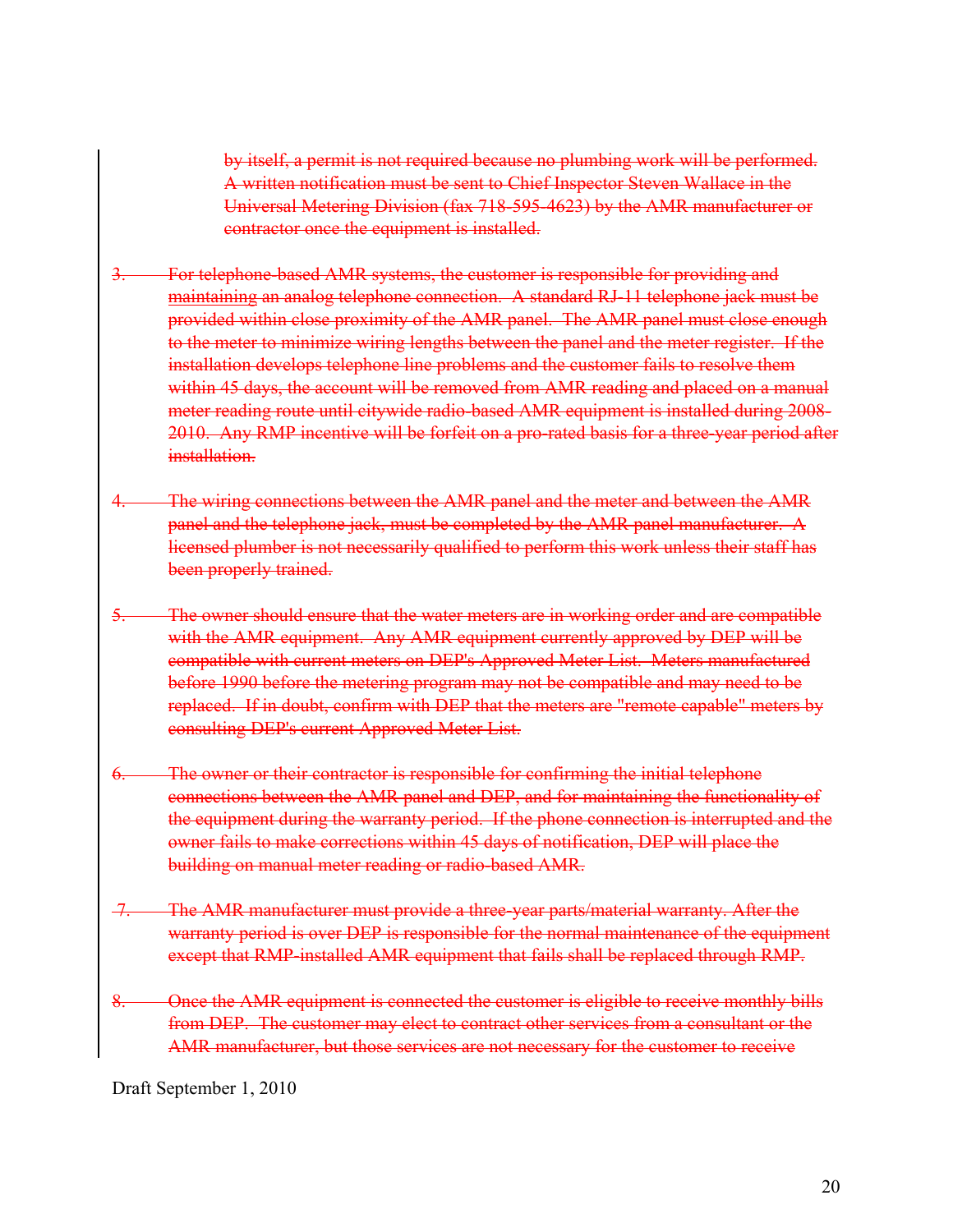~~by itself, a permit is not required because no plumbing work will be performed. A written notification must be sent to Chief Inspector Steven Wallace in the Universal Metering Division (fax 718-595-4623) by the AMR manufacturer or contractor once the equipment is installed.~~

3. ~~For telephone-based AMR systems, the customer is responsible for providing and maintaining an analog telephone connection. A standard RJ-11 telephone jack must be provided within close proximity of the AMR panel. The AMR panel must close enough to the meter to minimize wiring lengths between the panel and the meter register. If the installation develops telephone line problems and the customer fails to resolve them within 45 days, the account will be removed from AMR reading and placed on a manual meter reading route until citywide radio-based AMR equipment is installed during 2008-2010. Any RMP incentive will be forfeit on a pro-rated basis for a three-year period after installation.~~

4. ~~The wiring connections between the AMR panel and the meter and between the AMR panel and the telephone jack, must be completed by the AMR panel manufacturer. A licensed plumber is not necessarily qualified to perform this work unless their staff has been properly trained.~~

5. ~~The owner should ensure that the water meters are in working order and are compatible with the AMR equipment. Any AMR equipment currently approved by DEP will be compatible with current meters on DEP's Approved Meter List. Meters manufactured before 1990 before the metering program may not be compatible and may need to be replaced. If in doubt, confirm with DEP that the meters are "remote capable" meters by consulting DEP's current Approved Meter List.~~

6. ~~The owner or their contractor is responsible for confirming the initial telephone connections between the AMR panel and DEP, and for maintaining the functionality of the equipment during the warranty period. If the phone connection is interrupted and the owner fails to make corrections within 45 days of notification, DEP will place the building on manual meter reading or radio-based AMR.~~

7. ~~The AMR manufacturer must provide a three-year parts/material warranty. After the warranty period is over DEP is responsible for the normal maintenance of the equipment except that RMP-installed AMR equipment that fails shall be replaced through RMP.~~

8. ~~Once the AMR equipment is connected the customer is eligible to receive monthly bills from DEP. The customer may elect to contract other services from a consultant or the AMR manufacturer, but those services are not necessary for the customer to receive~~

Draft September 1, 2010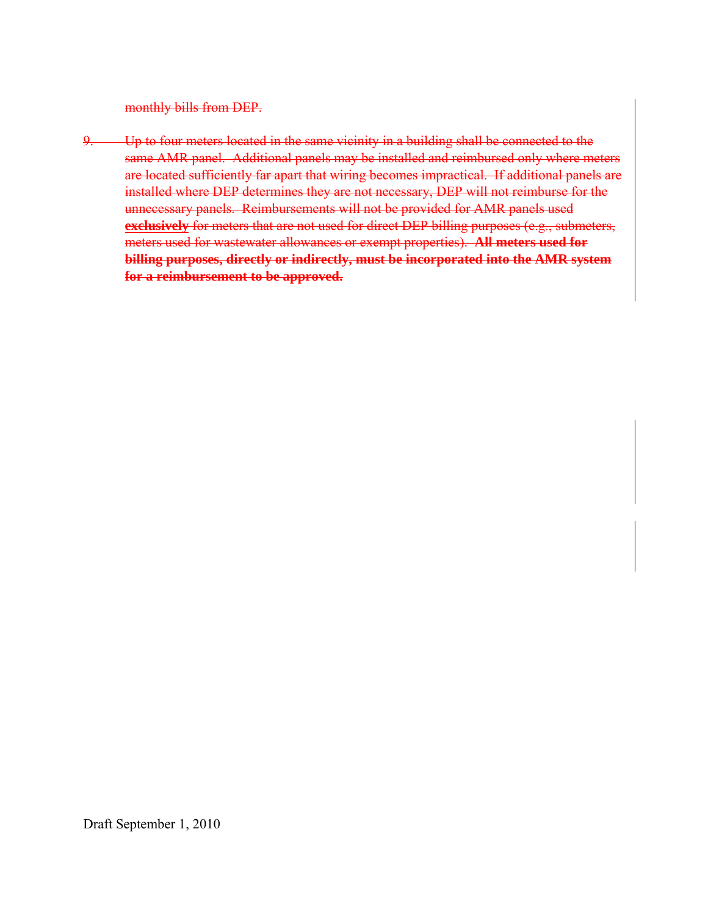~~monthly bills from DEP.~~

~~9. Up to four meters located in the same vicinity in a building shall be connected to the same AMR panel. Additional panels may be installed and reimbursed only where meters are located sufficiently far apart that wiring becomes impractical. If additional panels are installed where DEP determines they are not necessary, DEP will not reimburse for the unnecessary panels. Reimbursements will not be provided for AMR panels used **exclusively** for meters that are not used for direct DEP billing purposes (e.g., submeters, meters used for wastewater allowances or exempt properties). **All meters used for billing purposes, directly or indirectly, must be incorporated into the AMR system for a reimbursement to be approved.**~~

Draft September 1, 2010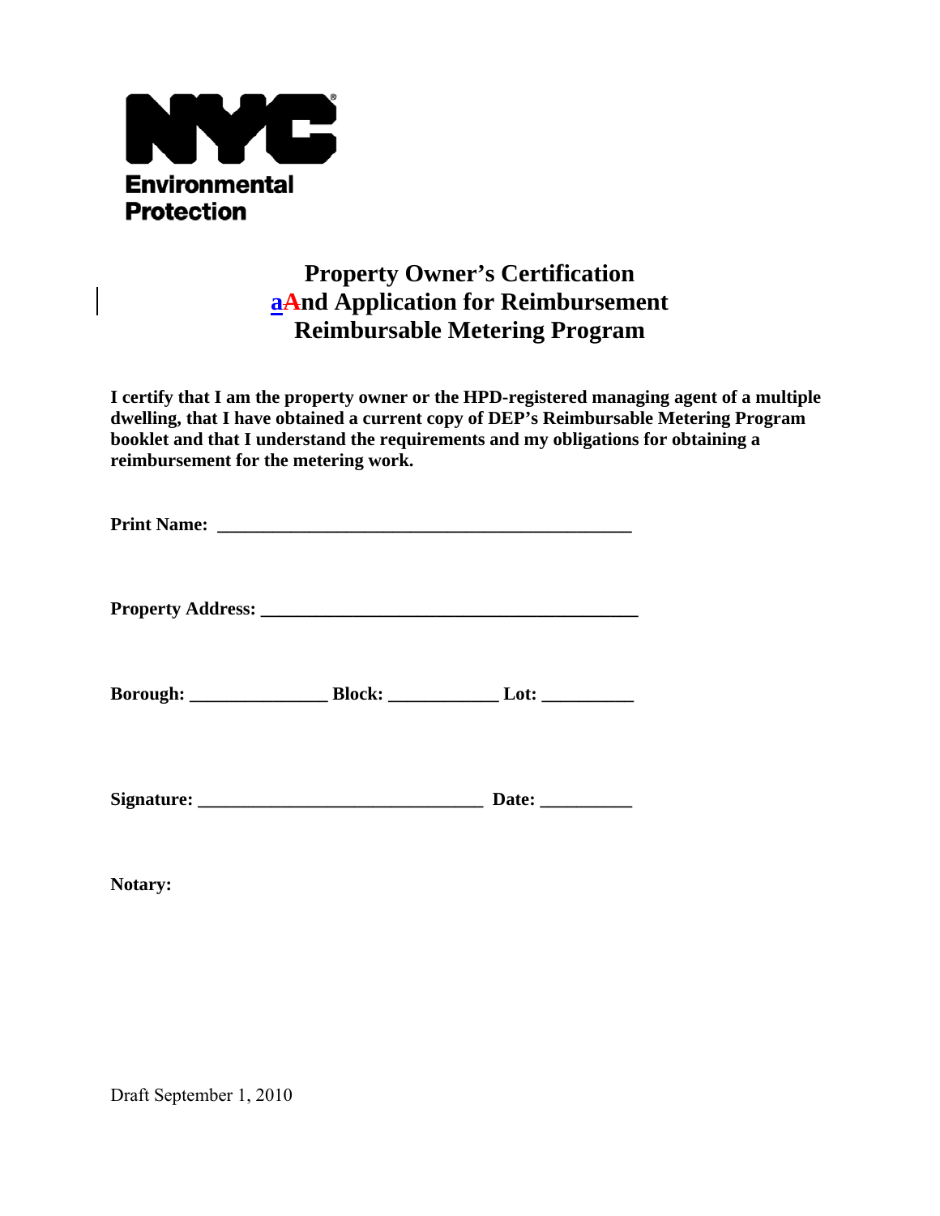NYC Environmental Protection

# Property Owner's Certification aAnd Application for Reimbursement Reimbursable Metering Program

**I certify that I am the property owner or the HPD-registered managing agent of a multiple dwelling, that I have obtained a current copy of DEP's Reimbursable Metering Program booklet and that I understand the requirements and my obligations for obtaining a reimbursement for the metering work.**

**Print Name:** _______________________________________________

**Property Address:** __________________________________________

**Borough:** _______________ **Block:** ____________ **Lot:** __________

**Signature:** _______________________________ **Date:** __________

**Notary:**

Draft September 1, 2010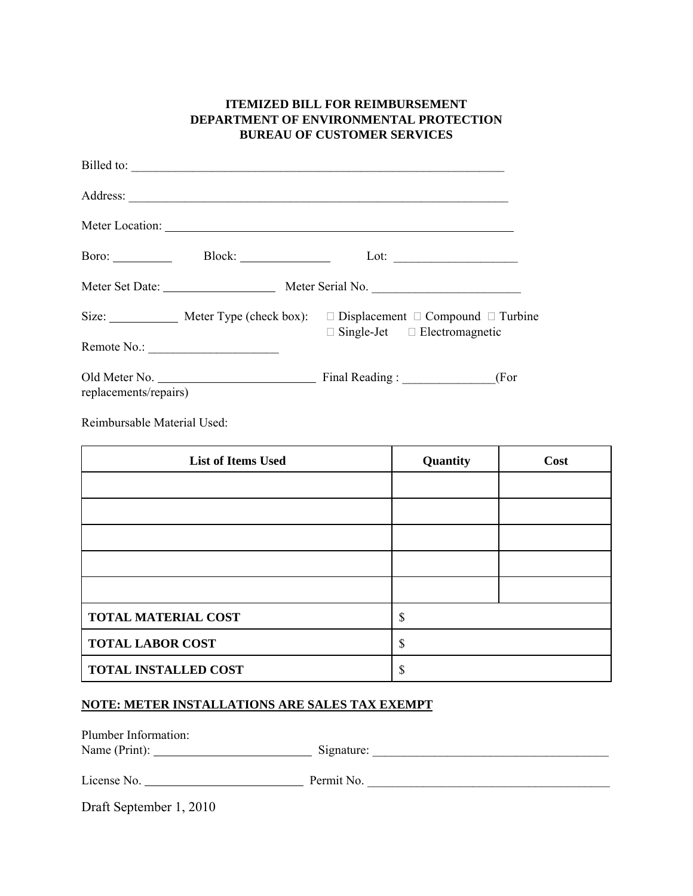**ITEMIZED BILL FOR REIMBURSEMENT**
**DEPARTMENT OF ENVIRONMENTAL PROTECTION**
**BUREAU OF CUSTOMER SERVICES**

Billed to: ______________________________________________________________

Address: ________________________________________________________________

Meter Location: __________________________________________________________

Boro: __________ Block: ______________ Lot: ____________________

Meter Set Date: __________________ Meter Serial No. ________________________

Size: ___________ Meter Type (check box): ☐ Displacement ☐ Compound ☐ Turbine ☐ Single-Jet ☐ Electromagnetic

Remote No.: _____________________

Old Meter No. _________________________ Final Reading : _______________(For replacements/repairs)

Reimbursable Material Used:

| List of Items Used | Quantity | Cost |
|---|---|---|
| | | |
| | | |
| | | |
| | | |
| | | |
| **TOTAL MATERIAL COST** | $ | |
| **TOTAL LABOR COST** | $ | |
| **TOTAL INSTALLED COST** | $ | |

**NOTE: METER INSTALLATIONS ARE SALES TAX EXEMPT**

Plumber Information:
Name (Print): _________________________ Signature: ______________________________________

License No. _________________________ Permit No. _______________________________________

Draft September 1, 2010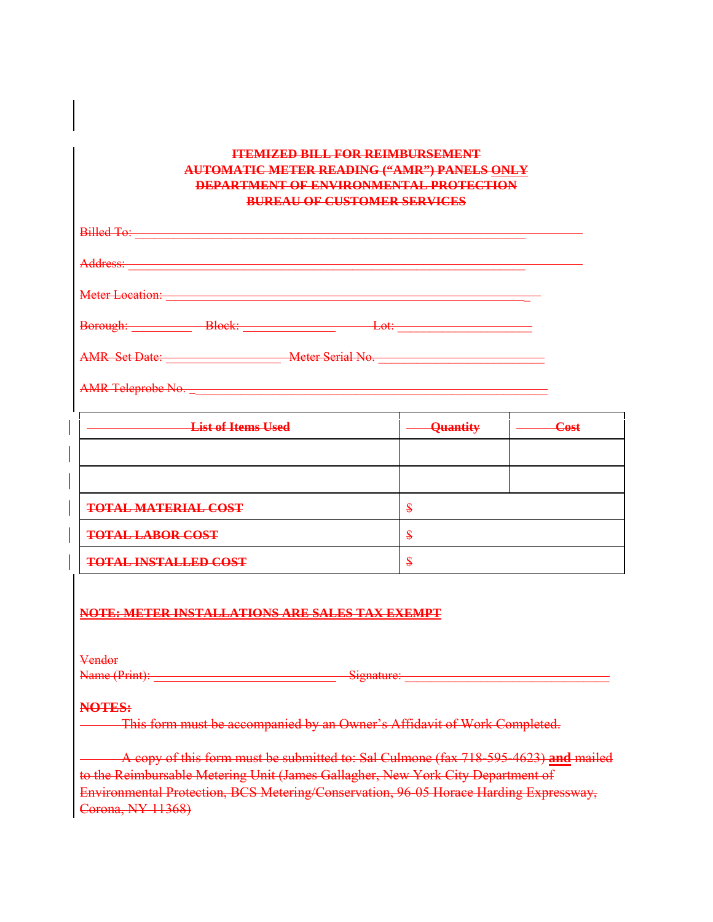**ITEMIZED BILL FOR REIMBURSEMENT**
**AUTOMATIC METER READING ("AMR") PANELS ONLY**
**DEPARTMENT OF ENVIRONMENTAL PROTECTION**
**BUREAU OF CUSTOMER SERVICES**

Billed To: ______________________________________________________________

Address: _______________________________________________________________

Meter Location: __________________________________________________________

Borough: __________ Block: ______________ Lot: ____________________

AMR Set Date: _________________ Meter Serial No. _________________________

AMR Teleprobe No. ______________________________________________________

| List of Items Used | Quantity | Cost |
|---|---|---|
| | | |
| | | |
| **TOTAL MATERIAL COST** | $ | |
| **TOTAL LABOR COST** | $ | |
| **TOTAL INSTALLED COST** | $ | |

**NOTE: METER INSTALLATIONS ARE SALES TAX EXEMPT**

Vendor
Name (Print): ____________________________ Signature: _______________________________

**NOTES:**

This form must be accompanied by an Owner's Affidavit of Work Completed.

A copy of this form must be submitted to: Sal Culmone (fax 718-595-4623) **and** mailed to the Reimbursable Metering Unit (James Gallagher, New York City Department of Environmental Protection, BCS Metering/Conservation, 96-05 Horace Harding Expressway, Corona, NY 11368)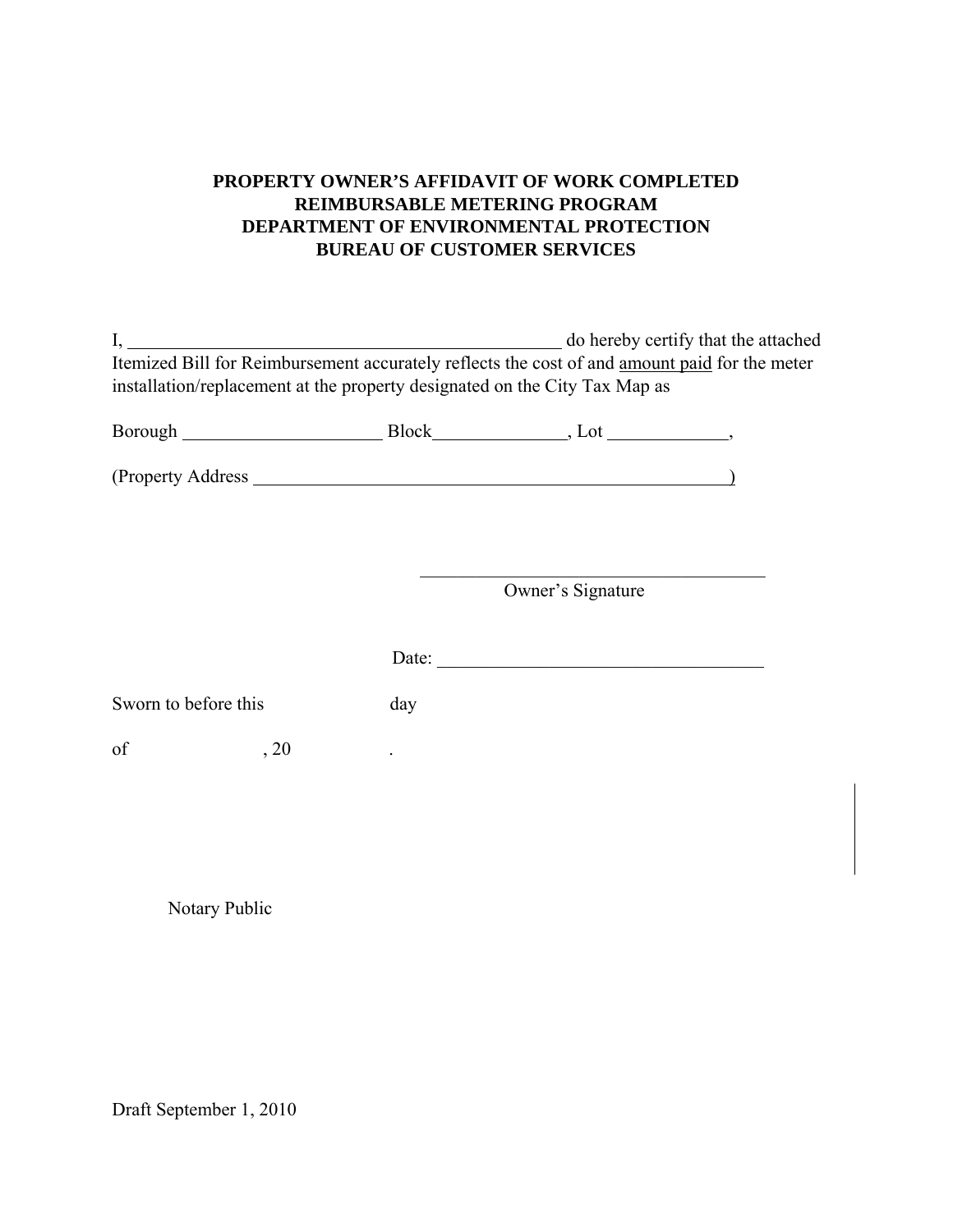**PROPERTY OWNER'S AFFIDAVIT OF WORK COMPLETED**
**REIMBURSABLE METERING PROGRAM**
**DEPARTMENT OF ENVIRONMENTAL PROTECTION**
**BUREAU OF CUSTOMER SERVICES**

I, ______________________________________________ do hereby certify that the attached Itemized Bill for Reimbursement accurately reflects the cost of and amount paid for the meter installation/replacement at the property designated on the City Tax Map as

Borough ______________________ Block______________, Lot _____________,

(Property Address ______________________________________________________)

_______________________________________
Owner's Signature

Date: ___________________________________

Sworn to before this day

of , 20 .

Notary Public

Draft September 1, 2010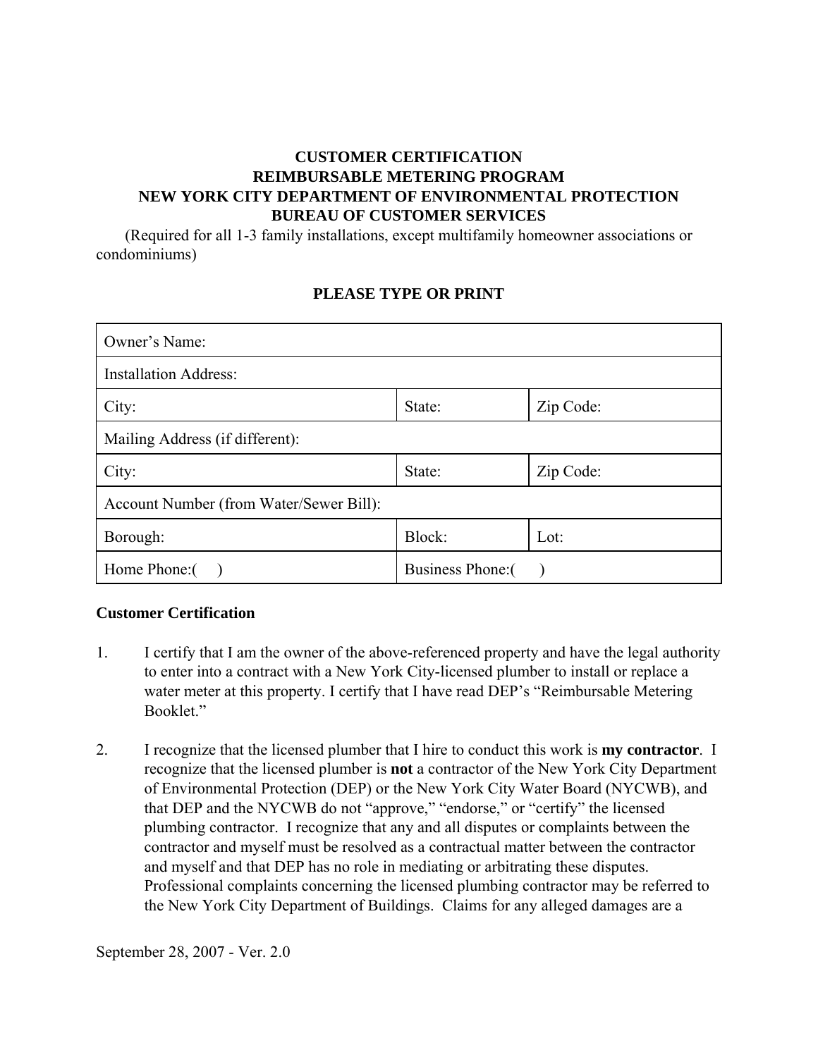**CUSTOMER CERTIFICATION**
**REIMBURSABLE METERING PROGRAM**
**NEW YORK CITY DEPARTMENT OF ENVIRONMENTAL PROTECTION**
**BUREAU OF CUSTOMER SERVICES**

(Required for all 1-3 family installations, except multifamily homeowner associations or condominiums)

**PLEASE TYPE OR PRINT**

| Owner's Name: | | |
|---|---|---|
| Installation Address: | | |
| City: | State: | Zip Code: |
| Mailing Address (if different): | | |
| City: | State: | Zip Code: |
| Account Number (from Water/Sewer Bill): | | |
| Borough: | Block: | Lot: |
| Home Phone:( ) | Business Phone:( ) | |

**Customer Certification**

1. I certify that I am the owner of the above-referenced property and have the legal authority to enter into a contract with a New York City-licensed plumber to install or replace a water meter at this property. I certify that I have read DEP's "Reimbursable Metering Booklet."

2. I recognize that the licensed plumber that I hire to conduct this work is **my contractor**. I recognize that the licensed plumber is **not** a contractor of the New York City Department of Environmental Protection (DEP) or the New York City Water Board (NYCWB), and that DEP and the NYCWB do not "approve," "endorse," or "certify" the licensed plumbing contractor. I recognize that any and all disputes or complaints between the contractor and myself must be resolved as a contractual matter between the contractor and myself and that DEP has no role in mediating or arbitrating these disputes. Professional complaints concerning the licensed plumbing contractor may be referred to the New York City Department of Buildings. Claims for any alleged damages are a

September 28, 2007 - Ver. 2.0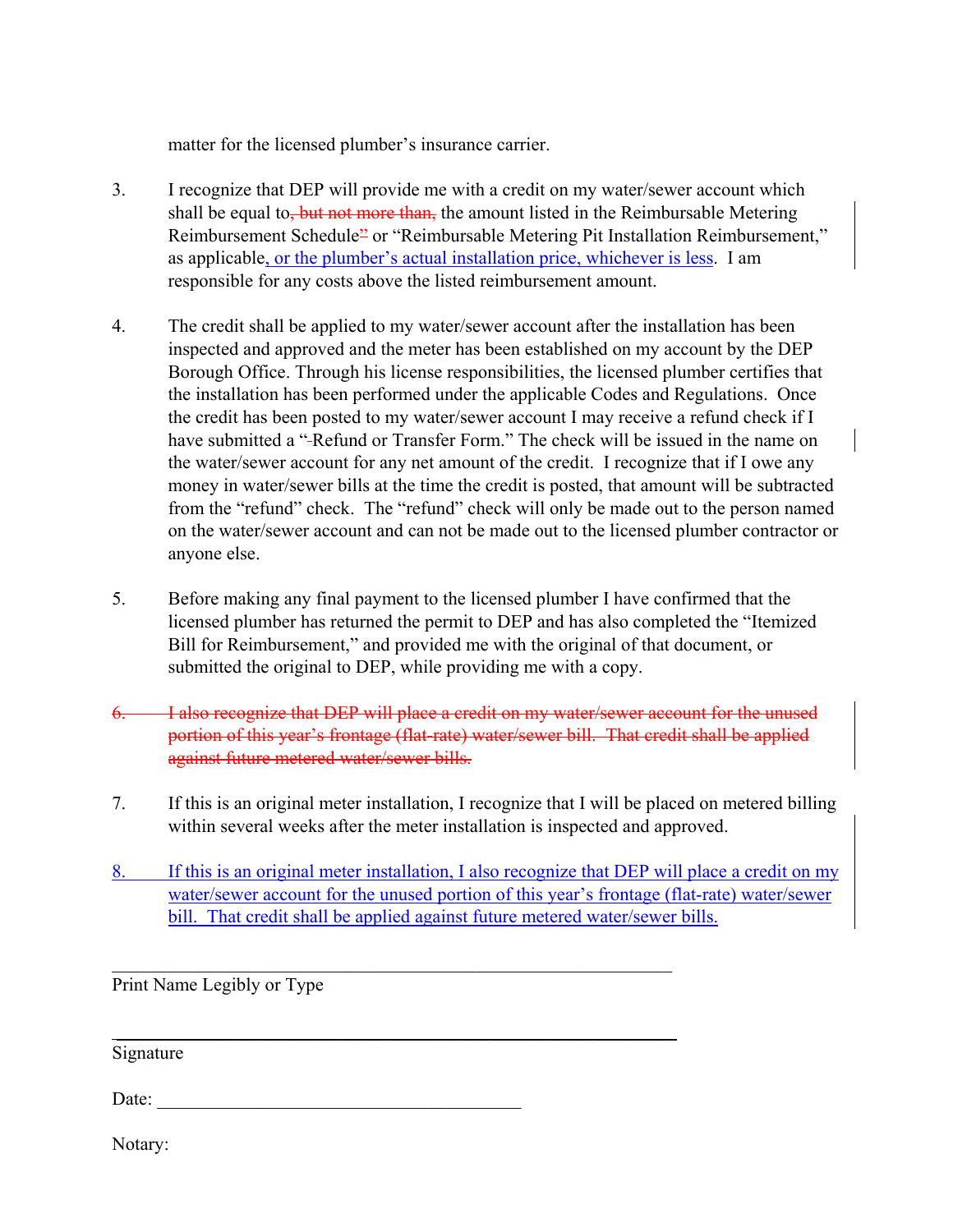matter for the licensed plumber's insurance carrier.

3. I recognize that DEP will provide me with a credit on my water/sewer account which shall be equal to~~, but not more than,~~ the amount listed in the Reimbursable Metering Reimbursement Schedule" or "Reimbursable Metering Pit Installation Reimbursement," as applicable, or the plumber's actual installation price, whichever is less. I am responsible for any costs above the listed reimbursement amount.

4. The credit shall be applied to my water/sewer account after the installation has been inspected and approved and the meter has been established on my account by the DEP Borough Office. Through his license responsibilities, the licensed plumber certifies that the installation has been performed under the applicable Codes and Regulations. Once the credit has been posted to my water/sewer account I may receive a refund check if I have submitted a "Refund or Transfer Form." The check will be issued in the name on the water/sewer account for any net amount of the credit. I recognize that if I owe any money in water/sewer bills at the time the credit is posted, that amount will be subtracted from the "refund" check. The "refund" check will only be made out to the person named on the water/sewer account and can not be made out to the licensed plumber contractor or anyone else.

5. Before making any final payment to the licensed plumber I have confirmed that the licensed plumber has returned the permit to DEP and has also completed the "Itemized Bill for Reimbursement," and provided me with the original of that document, or submitted the original to DEP, while providing me with a copy.

~~6. I also recognize that DEP will place a credit on my water/sewer account for the unused portion of this year's frontage (flat-rate) water/sewer bill. That credit shall be applied against future metered water/sewer bills.~~

7. If this is an original meter installation, I recognize that I will be placed on metered billing within several weeks after the meter installation is inspected and approved.

8. If this is an original meter installation, I also recognize that DEP will place a credit on my water/sewer account for the unused portion of this year's frontage (flat-rate) water/sewer bill. That credit shall be applied against future metered water/sewer bills.

______________________________________________________

Print Name Legibly or Type

______________________________________________________

Signature

Date: ________________________________________

Notary: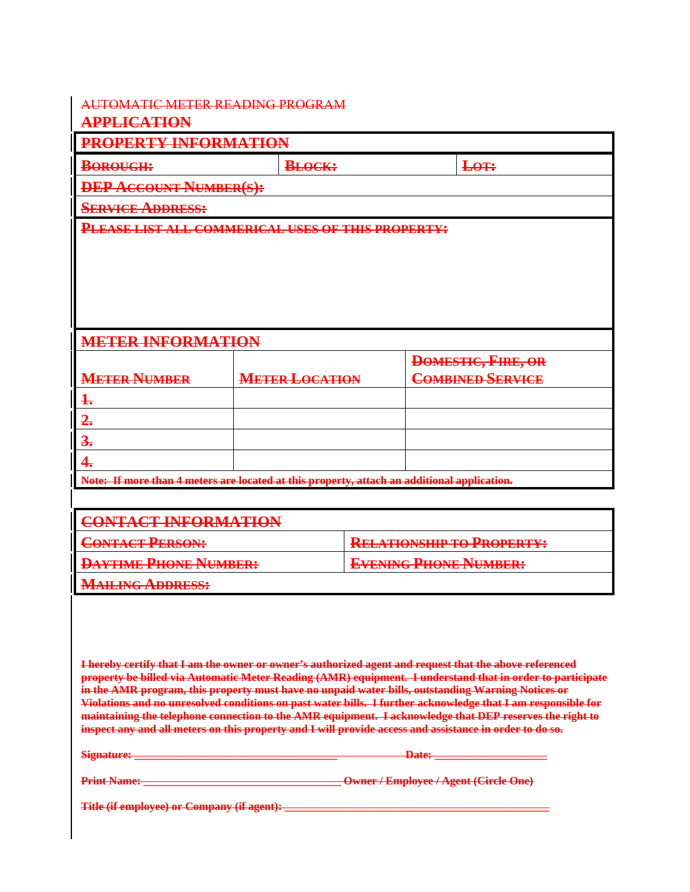AUTOMATIC METER READING PROGRAM

## APPLICATION

| PROPERTY INFORMATION | | |
|---|---|---|
| BOROUGH: | BLOCK: | LOT: |
| DEP ACCOUNT NUMBER(S): | | |
| SERVICE ADDRESS: | | |
| PLEASE LIST ALL COMMERICAL USES OF THIS PROPERTY: | | |

| METER INFORMATION | | |
|---|---|---|
| METER NUMBER | METER LOCATION | DOMESTIC, FIRE, OR COMBINED SERVICE |
| 1. | | |
| 2. | | |
| 3. | | |
| 4. | | |

**Note: If more than 4 meters are located at this property, attach an additional application.**

| CONTACT INFORMATION | |
|---|---|
| CONTACT PERSON: | RELATIONSHIP TO PROPERTY: |
| DAYTIME PHONE NUMBER: | EVENING PHONE NUMBER: |
| MAILING ADDRESS: | |

**I hereby certify that I am the owner or owner's authorized agent and request that the above referenced property be billed via Automatic Meter Reading (AMR) equipment. I understand that in order to participate in the AMR program, this property must have no unpaid water bills, outstanding Warning Notices or Violations and no unresolved conditions on past water bills. I further acknowledge that I am responsible for maintaining the telephone connection to the AMR equipment. I acknowledge that DEP reserves the right to inspect any and all meters on this property and I will provide access and assistance in order to do so.**

**Signature: ___________________________________ Date: ___________________**

**Print Name: __________________________________ Owner / Employee / Agent (Circle One)**

**Title (if employee) or Company (if agent): _____________________________________________**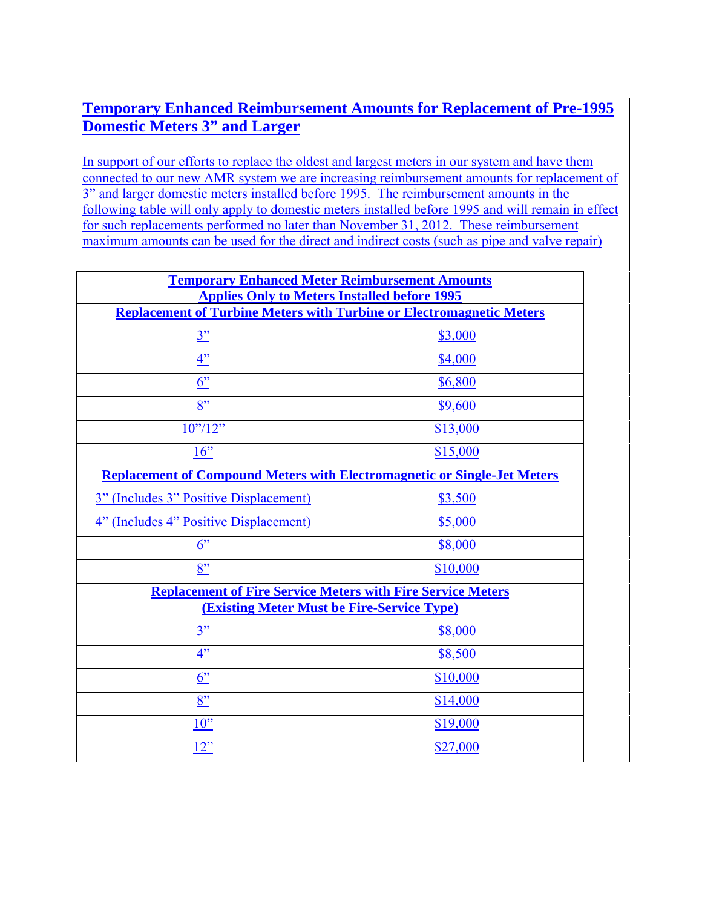## Temporary Enhanced Reimbursement Amounts for Replacement of Pre-1995 Domestic Meters 3" and Larger

In support of our efforts to replace the oldest and largest meters in our system and have them connected to our new AMR system we are increasing reimbursement amounts for replacement of 3" and larger domestic meters installed before 1995. The reimbursement amounts in the following table will only apply to domestic meters installed before 1995 and will remain in effect for such replacements performed no later than November 31, 2012. These reimbursement maximum amounts can be used for the direct and indirect costs (such as pipe and valve repair)

| **Temporary Enhanced Meter Reimbursement Amounts Applies Only to Meters Installed before 1995** | |
|---|---|
| **Replacement of Turbine Meters with Turbine or Electromagnetic Meters** | |
| 3" | $3,000 |
| 4" | $4,000 |
| 6" | $6,800 |
| 8" | $9,600 |
| 10"/12" | $13,000 |
| 16" | $15,000 |
| **Replacement of Compound Meters with Electromagnetic or Single-Jet Meters** | |
| 3" (Includes 3" Positive Displacement) | $3,500 |
| 4" (Includes 4" Positive Displacement) | $5,000 |
| 6" | $8,000 |
| 8" | $10,000 |
| **Replacement of Fire Service Meters with Fire Service Meters (Existing Meter Must be Fire-Service Type)** | |
| 3" | $8,000 |
| 4" | $8,500 |
| 6" | $10,000 |
| 8" | $14,000 |
| 10" | $19,000 |
| 12" | $27,000 |